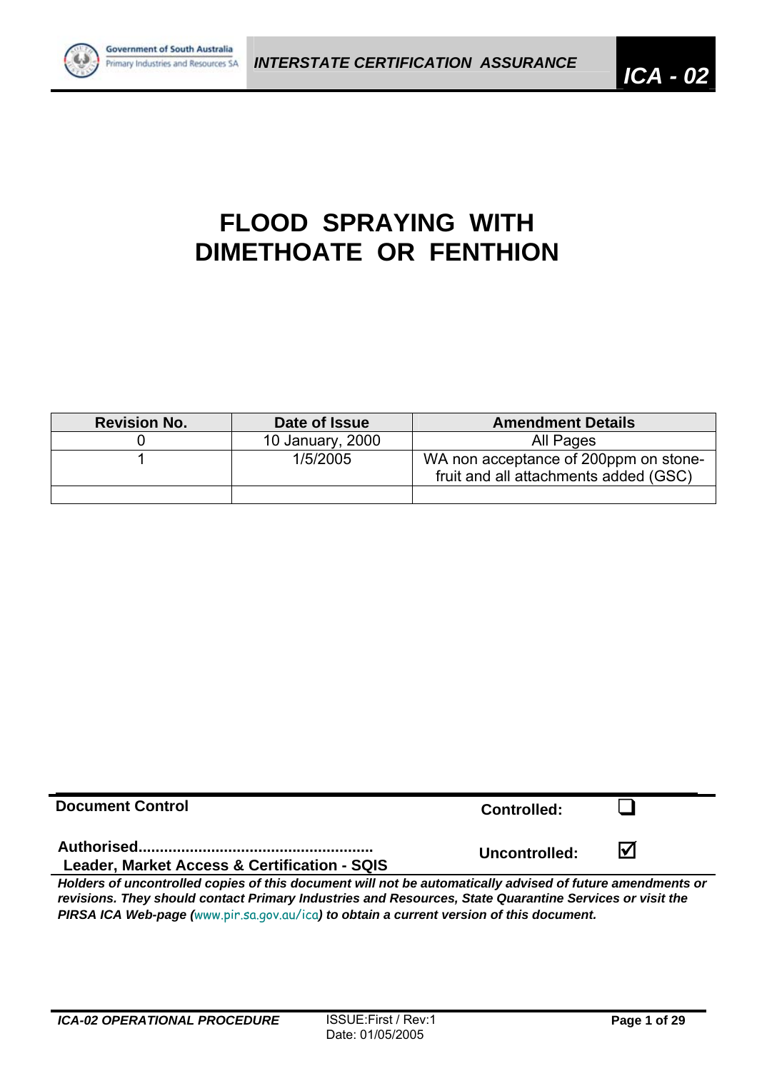# FLOOD SPRAYING WITH DIMETHOATE OR FENTHION

| Revision No. | Date of Issue | Amendment Details |
|---|---|---|
| 0 | 10 January, 2000 | All Pages |
| 1 | 1/5/2005 | WA non acceptance of 200ppm on stone-fruit and all attachments added (GSC) |
| | | |

**Document Control**

**Controlled:** ☐

**Authorised......................................................**
**Leader, Market Access & Certification - SQIS**

**Uncontrolled:** ☑

***Holders of uncontrolled copies of this document will not be automatically advised of future amendments or revisions. They should contact Primary Industries and Resources, State Quarantine Services or visit the PIRSA ICA Web-page (www.pir.sa.gov.au/ica) to obtain a current version of this document.***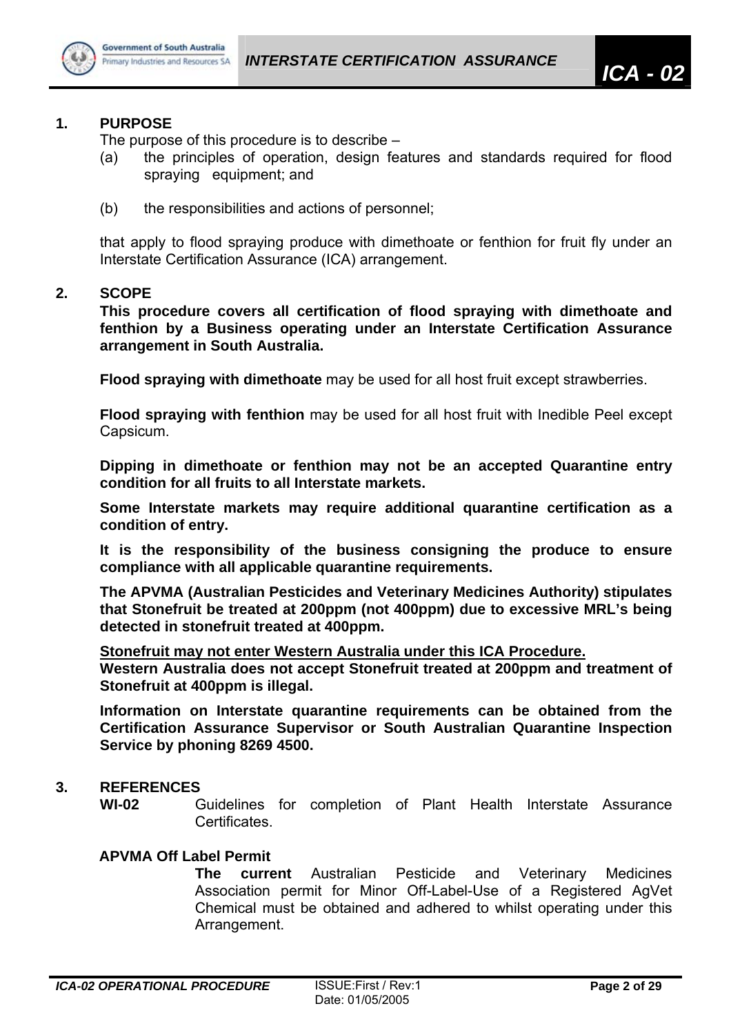## 1. PURPOSE

The purpose of this procedure is to describe –

(a) the principles of operation, design features and standards required for flood spraying equipment; and

(b) the responsibilities and actions of personnel;

that apply to flood spraying produce with dimethoate or fenthion for fruit fly under an Interstate Certification Assurance (ICA) arrangement.

## 2. SCOPE

**This procedure covers all certification of flood spraying with dimethoate and fenthion by a Business operating under an Interstate Certification Assurance arrangement in South Australia.**

**Flood spraying with dimethoate** may be used for all host fruit except strawberries.

**Flood spraying with fenthion** may be used for all host fruit with Inedible Peel except Capsicum.

**Dipping in dimethoate or fenthion may not be an accepted Quarantine entry condition for all fruits to all Interstate markets.**

**Some Interstate markets may require additional quarantine certification as a condition of entry.**

**It is the responsibility of the business consigning the produce to ensure compliance with all applicable quarantine requirements.**

**The APVMA (Australian Pesticides and Veterinary Medicines Authority) stipulates that Stonefruit be treated at 200ppm (not 400ppm) due to excessive MRL's being detected in stonefruit treated at 400ppm.**

**<u>Stonefruit may not enter Western Australia under this ICA Procedure.</u>**
**Western Australia does not accept Stonefruit treated at 200ppm and treatment of Stonefruit at 400ppm is illegal.**

**Information on Interstate quarantine requirements can be obtained from the Certification Assurance Supervisor or South Australian Quarantine Inspection Service by phoning 8269 4500.**

## 3. REFERENCES

**WI-02** Guidelines for completion of Plant Health Interstate Assurance Certificates.

**APVMA Off Label Permit**

**The current** Australian Pesticide and Veterinary Medicines Association permit for Minor Off-Label-Use of a Registered AgVet Chemical must be obtained and adhered to whilst operating under this Arrangement.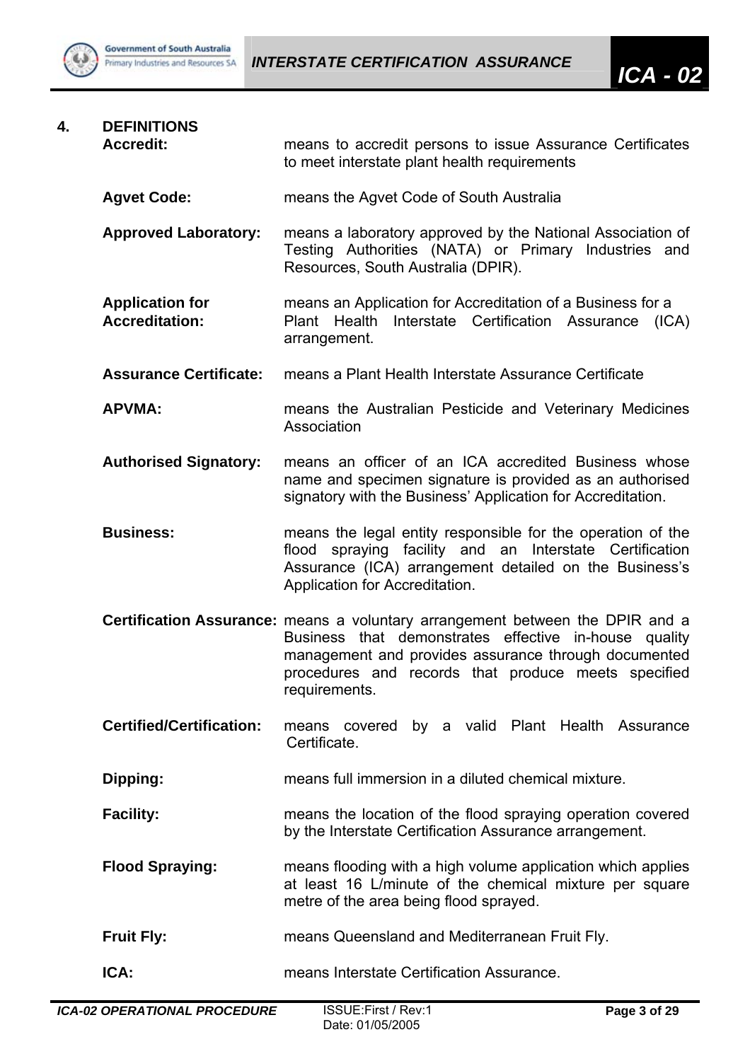## 4. DEFINITIONS

**Accredit:** means to accredit persons to issue Assurance Certificates to meet interstate plant health requirements

**Agvet Code:** means the Agvet Code of South Australia

**Approved Laboratory:** means a laboratory approved by the National Association of Testing Authorities (NATA) or Primary Industries and Resources, South Australia (DPIR).

**Application for Accreditation:** means an Application for Accreditation of a Business for a Plant Health Interstate Certification Assurance (ICA) arrangement.

**Assurance Certificate:** means a Plant Health Interstate Assurance Certificate

**APVMA:** means the Australian Pesticide and Veterinary Medicines Association

**Authorised Signatory:** means an officer of an ICA accredited Business whose name and specimen signature is provided as an authorised signatory with the Business' Application for Accreditation.

**Business:** means the legal entity responsible for the operation of the flood spraying facility and an Interstate Certification Assurance (ICA) arrangement detailed on the Business's Application for Accreditation.

**Certification Assurance:** means a voluntary arrangement between the DPIR and a Business that demonstrates effective in-house quality management and provides assurance through documented procedures and records that produce meets specified requirements.

**Certified/Certification:** means covered by a valid Plant Health Assurance Certificate.

**Dipping:** means full immersion in a diluted chemical mixture.

**Facility:** means the location of the flood spraying operation covered by the Interstate Certification Assurance arrangement.

**Flood Spraying:** means flooding with a high volume application which applies at least 16 L/minute of the chemical mixture per square metre of the area being flood sprayed.

**Fruit Fly:** means Queensland and Mediterranean Fruit Fly.

**ICA:** means Interstate Certification Assurance.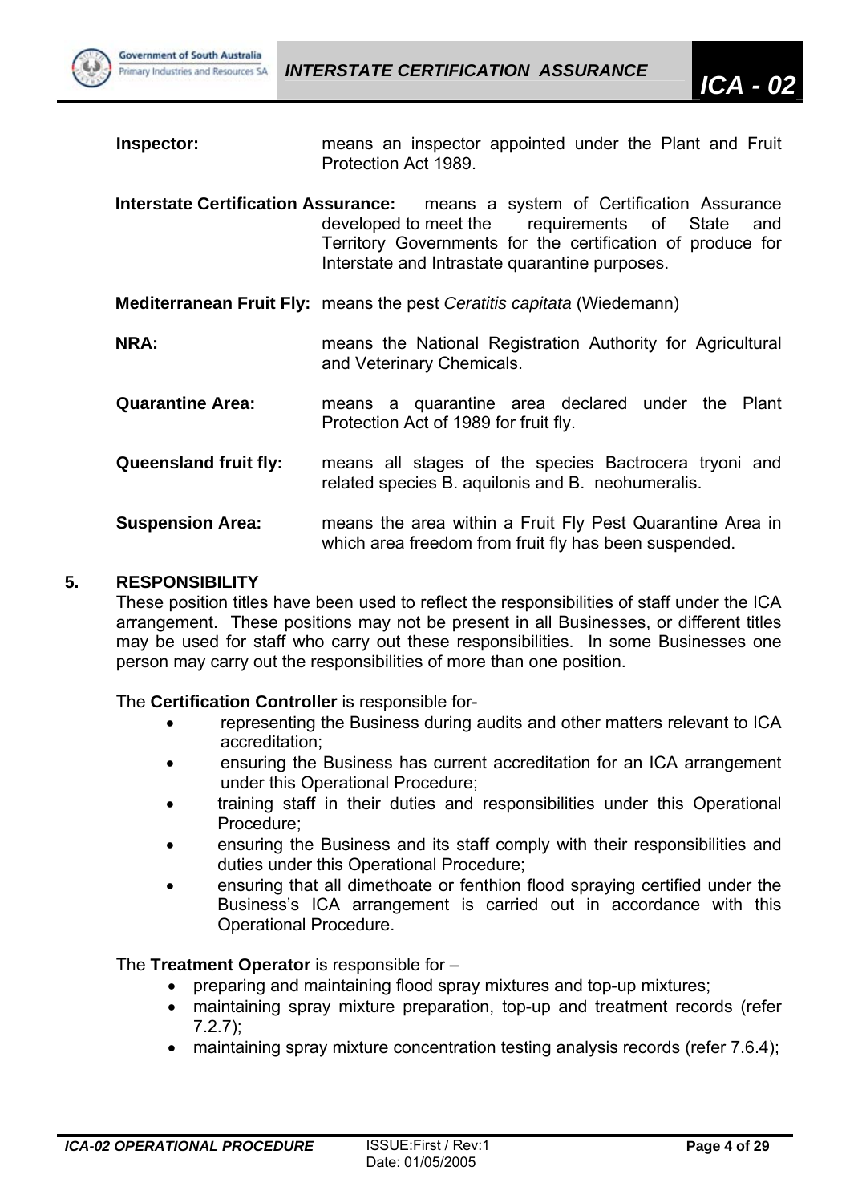**Inspector:** means an inspector appointed under the Plant and Fruit Protection Act 1989.

**Interstate Certification Assurance:** means a system of Certification Assurance developed to meet the requirements of State and Territory Governments for the certification of produce for Interstate and Intrastate quarantine purposes.

**Mediterranean Fruit Fly:** means the pest *Ceratitis capitata* (Wiedemann)

**NRA:** means the National Registration Authority for Agricultural and Veterinary Chemicals.

**Quarantine Area:** means a quarantine area declared under the Plant Protection Act of 1989 for fruit fly.

**Queensland fruit fly:** means all stages of the species Bactrocera tryoni and related species B. aquilonis and B. neohumeralis.

**Suspension Area:** means the area within a Fruit Fly Pest Quarantine Area in which area freedom from fruit fly has been suspended.

## 5. RESPONSIBILITY

These position titles have been used to reflect the responsibilities of staff under the ICA arrangement. These positions may not be present in all Businesses, or different titles may be used for staff who carry out these responsibilities. In some Businesses one person may carry out the responsibilities of more than one position.

The **Certification Controller** is responsible for-

- representing the Business during audits and other matters relevant to ICA accreditation;
- ensuring the Business has current accreditation for an ICA arrangement under this Operational Procedure;
- training staff in their duties and responsibilities under this Operational Procedure;
- ensuring the Business and its staff comply with their responsibilities and duties under this Operational Procedure;
- ensuring that all dimethoate or fenthion flood spraying certified under the Business's ICA arrangement is carried out in accordance with this Operational Procedure.

The **Treatment Operator** is responsible for –

- preparing and maintaining flood spray mixtures and top-up mixtures;
- maintaining spray mixture preparation, top-up and treatment records (refer 7.2.7);
- maintaining spray mixture concentration testing analysis records (refer 7.6.4);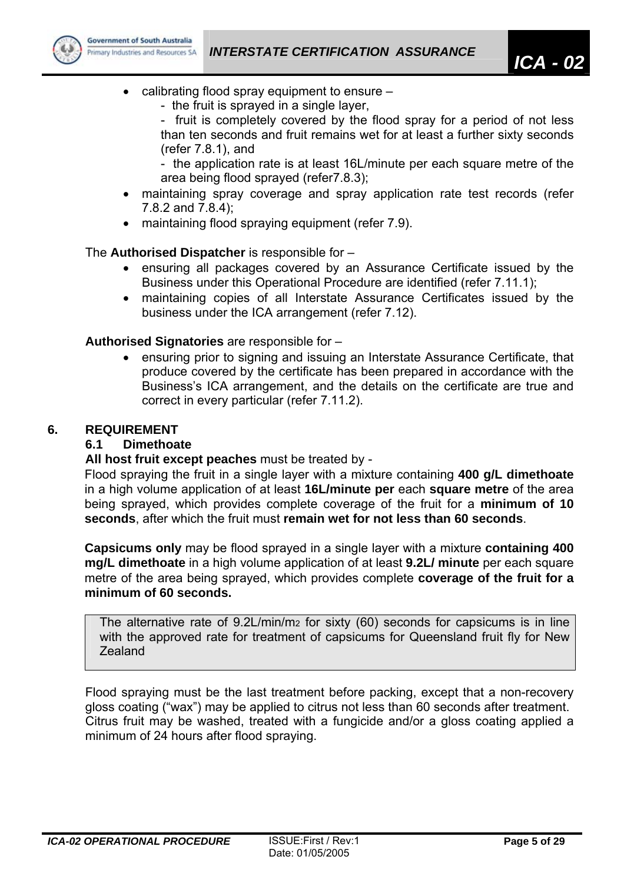- calibrating flood spray equipment to ensure –
    - the fruit is sprayed in a single layer,
    - fruit is completely covered by the flood spray for a period of not less than ten seconds and fruit remains wet for at least a further sixty seconds (refer 7.8.1), and
    - the application rate is at least 16L/minute per each square metre of the area being flood sprayed (refer7.8.3);
- maintaining spray coverage and spray application rate test records (refer 7.8.2 and 7.8.4);
- maintaining flood spraying equipment (refer 7.9).

The **Authorised Dispatcher** is responsible for –

- ensuring all packages covered by an Assurance Certificate issued by the Business under this Operational Procedure are identified (refer 7.11.1);
- maintaining copies of all Interstate Assurance Certificates issued by the business under the ICA arrangement (refer 7.12).

**Authorised Signatories** are responsible for –

- ensuring prior to signing and issuing an Interstate Assurance Certificate, that produce covered by the certificate has been prepared in accordance with the Business's ICA arrangement, and the details on the certificate are true and correct in every particular (refer 7.11.2).

## 6. REQUIREMENT

### 6.1 Dimethoate

**All host fruit except peaches** must be treated by -

Flood spraying the fruit in a single layer with a mixture containing **400 g/L dimethoate** in a high volume application of at least **16L/minute per** each **square metre** of the area being sprayed, which provides complete coverage of the fruit for a **minimum of 10 seconds**, after which the fruit must **remain wet for not less than 60 seconds**.

**Capsicums only** may be flood sprayed in a single layer with a mixture **containing 400 mg/L dimethoate** in a high volume application of at least **9.2L/ minute** per each square metre of the area being sprayed, which provides complete **coverage of the fruit for a minimum of 60 seconds.**

> The alternative rate of 9.2L/min/$m^2$ for sixty (60) seconds for capsicums is in line with the approved rate for treatment of capsicums for Queensland fruit fly for New Zealand

Flood spraying must be the last treatment before packing, except that a non-recovery gloss coating ("wax") may be applied to citrus not less than 60 seconds after treatment. Citrus fruit may be washed, treated with a fungicide and/or a gloss coating applied a minimum of 24 hours after flood spraying.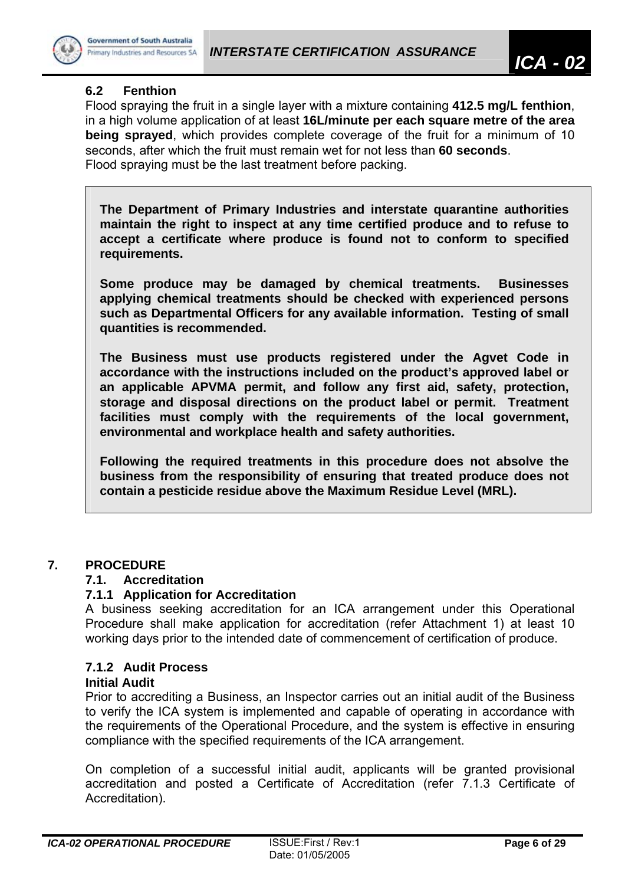### 6.2 Fenthion

Flood spraying the fruit in a single layer with a mixture containing **412.5 mg/L fenthion**, in a high volume application of at least **16L/minute per each square metre of the area being sprayed**, which provides complete coverage of the fruit for a minimum of 10 seconds, after which the fruit must remain wet for not less than **60 seconds**.
Flood spraying must be the last treatment before packing.

> **The Department of Primary Industries and interstate quarantine authorities maintain the right to inspect at any time certified produce and to refuse to accept a certificate where produce is found not to conform to specified requirements.**
>
> **Some produce may be damaged by chemical treatments. Businesses applying chemical treatments should be checked with experienced persons such as Departmental Officers for any available information. Testing of small quantities is recommended.**
>
> **The Business must use products registered under the Agvet Code in accordance with the instructions included on the product's approved label or an applicable APVMA permit, and follow any first aid, safety, protection, storage and disposal directions on the product label or permit. Treatment facilities must comply with the requirements of the local government, environmental and workplace health and safety authorities.**
>
> **Following the required treatments in this procedure does not absolve the business from the responsibility of ensuring that treated produce does not contain a pesticide residue above the Maximum Residue Level (MRL).**

## 7. PROCEDURE

### 7.1. Accreditation

#### 7.1.1 Application for Accreditation

A business seeking accreditation for an ICA arrangement under this Operational Procedure shall make application for accreditation (refer Attachment 1) at least 10 working days prior to the intended date of commencement of certification of produce.

#### 7.1.2 Audit Process

**Initial Audit**

Prior to accrediting a Business, an Inspector carries out an initial audit of the Business to verify the ICA system is implemented and capable of operating in accordance with the requirements of the Operational Procedure, and the system is effective in ensuring compliance with the specified requirements of the ICA arrangement.

On completion of a successful initial audit, applicants will be granted provisional accreditation and posted a Certificate of Accreditation (refer 7.1.3 Certificate of Accreditation).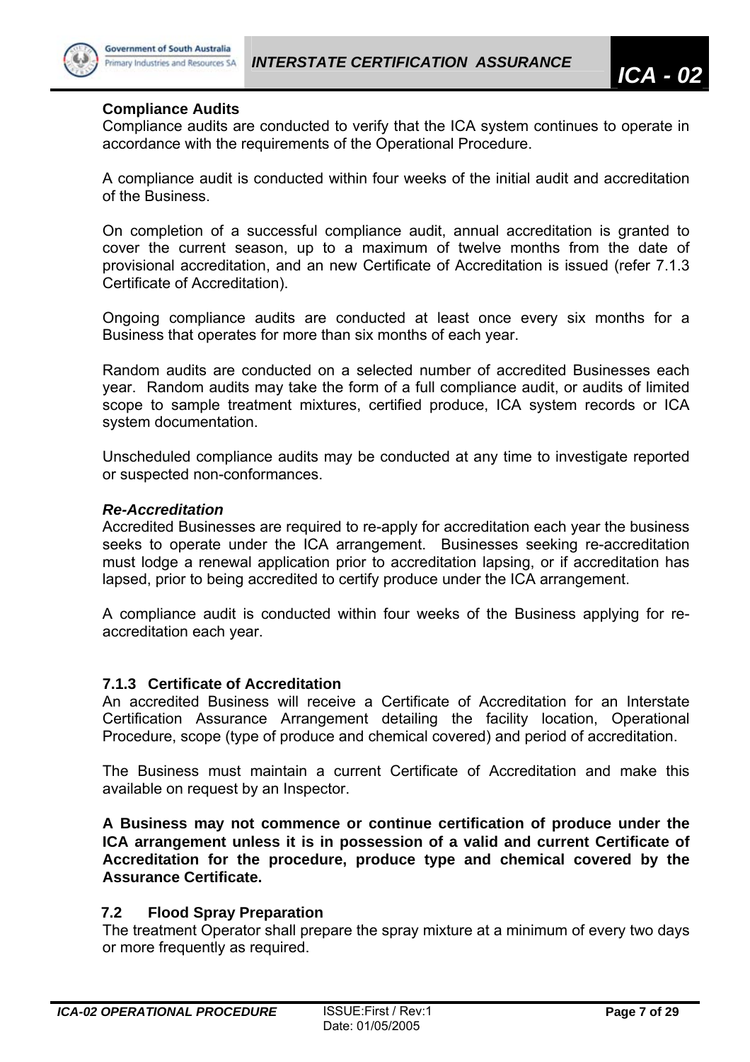**Compliance Audits**

Compliance audits are conducted to verify that the ICA system continues to operate in accordance with the requirements of the Operational Procedure.

A compliance audit is conducted within four weeks of the initial audit and accreditation of the Business.

On completion of a successful compliance audit, annual accreditation is granted to cover the current season, up to a maximum of twelve months from the date of provisional accreditation, and an new Certificate of Accreditation is issued (refer 7.1.3 Certificate of Accreditation).

Ongoing compliance audits are conducted at least once every six months for a Business that operates for more than six months of each year.

Random audits are conducted on a selected number of accredited Businesses each year. Random audits may take the form of a full compliance audit, or audits of limited scope to sample treatment mixtures, certified produce, ICA system records or ICA system documentation.

Unscheduled compliance audits may be conducted at any time to investigate reported or suspected non-conformances.

***Re-Accreditation***

Accredited Businesses are required to re-apply for accreditation each year the business seeks to operate under the ICA arrangement. Businesses seeking re-accreditation must lodge a renewal application prior to accreditation lapsing, or if accreditation has lapsed, prior to being accredited to certify produce under the ICA arrangement.

A compliance audit is conducted within four weeks of the Business applying for re-accreditation each year.

### 7.1.3 Certificate of Accreditation

An accredited Business will receive a Certificate of Accreditation for an Interstate Certification Assurance Arrangement detailing the facility location, Operational Procedure, scope (type of produce and chemical covered) and period of accreditation.

The Business must maintain a current Certificate of Accreditation and make this available on request by an Inspector.

**A Business may not commence or continue certification of produce under the ICA arrangement unless it is in possession of a valid and current Certificate of Accreditation for the procedure, produce type and chemical covered by the Assurance Certificate.**

## 7.2 Flood Spray Preparation

The treatment Operator shall prepare the spray mixture at a minimum of every two days or more frequently as required.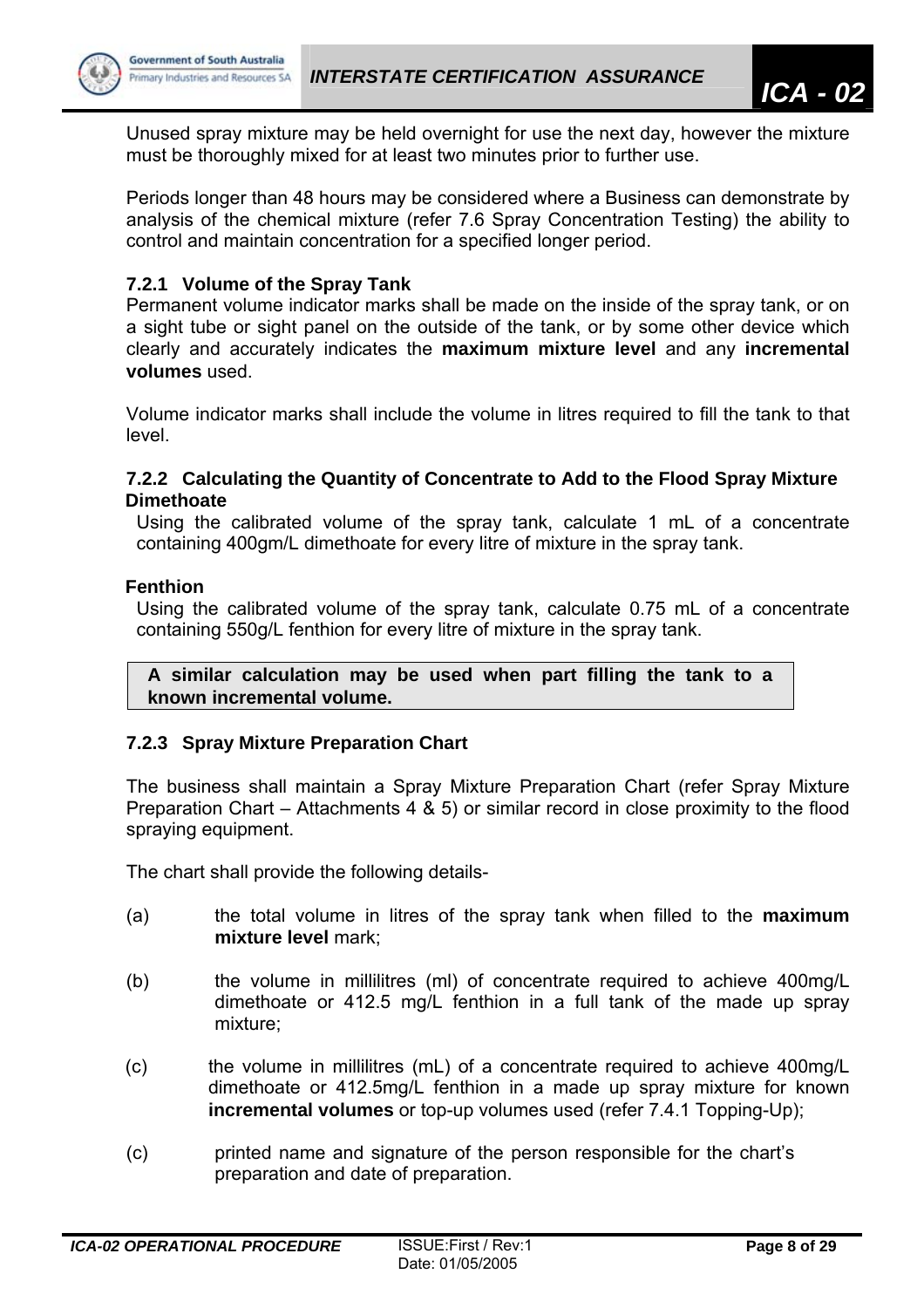Unused spray mixture may be held overnight for use the next day, however the mixture must be thoroughly mixed for at least two minutes prior to further use.

Periods longer than 48 hours may be considered where a Business can demonstrate by analysis of the chemical mixture (refer 7.6 Spray Concentration Testing) the ability to control and maintain concentration for a specified longer period.

### 7.2.1 Volume of the Spray Tank

Permanent volume indicator marks shall be made on the inside of the spray tank, or on a sight tube or sight panel on the outside of the tank, or by some other device which clearly and accurately indicates the **maximum mixture level** and any **incremental volumes** used.

Volume indicator marks shall include the volume in litres required to fill the tank to that level.

### 7.2.2 Calculating the Quantity of Concentrate to Add to the Flood Spray Mixture

**Dimethoate**

Using the calibrated volume of the spray tank, calculate 1 mL of a concentrate containing 400gm/L dimethoate for every litre of mixture in the spray tank.

**Fenthion**

Using the calibrated volume of the spray tank, calculate 0.75 mL of a concentrate containing 550g/L fenthion for every litre of mixture in the spray tank.

**A similar calculation may be used when part filling the tank to a known incremental volume.**

### 7.2.3 Spray Mixture Preparation Chart

The business shall maintain a Spray Mixture Preparation Chart (refer Spray Mixture Preparation Chart – Attachments 4 & 5) or similar record in close proximity to the flood spraying equipment.

The chart shall provide the following details-

(a) the total volume in litres of the spray tank when filled to the **maximum mixture level** mark;

(b) the volume in millilitres (ml) of concentrate required to achieve 400mg/L dimethoate or 412.5 mg/L fenthion in a full tank of the made up spray mixture;

(c) the volume in millilitres (mL) of a concentrate required to achieve 400mg/L dimethoate or 412.5mg/L fenthion in a made up spray mixture for known **incremental volumes** or top-up volumes used (refer 7.4.1 Topping-Up);

(c) printed name and signature of the person responsible for the chart's preparation and date of preparation.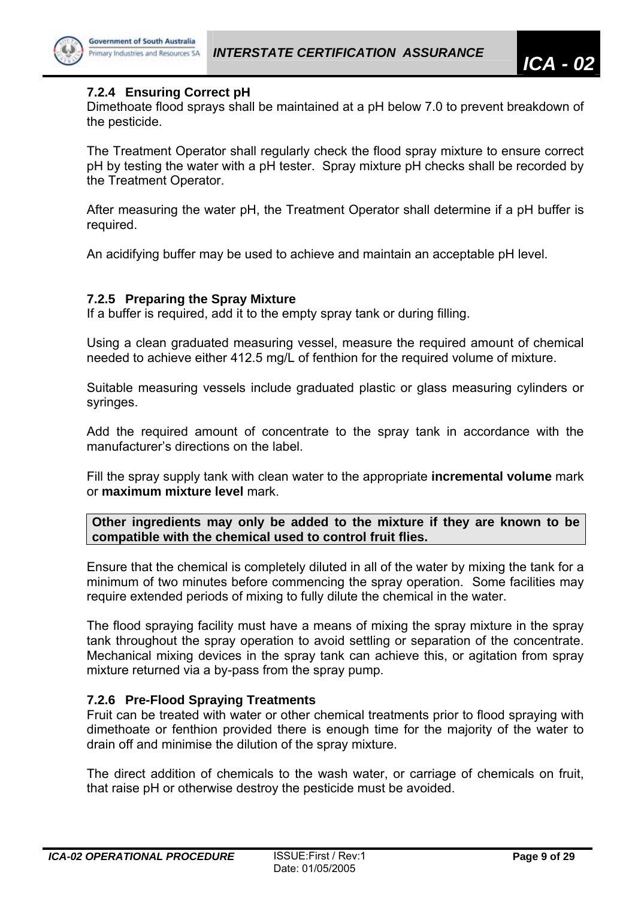#### 7.2.4 Ensuring Correct pH

Dimethoate flood sprays shall be maintained at a pH below 7.0 to prevent breakdown of the pesticide.

The Treatment Operator shall regularly check the flood spray mixture to ensure correct pH by testing the water with a pH tester. Spray mixture pH checks shall be recorded by the Treatment Operator.

After measuring the water pH, the Treatment Operator shall determine if a pH buffer is required.

An acidifying buffer may be used to achieve and maintain an acceptable pH level.

#### 7.2.5 Preparing the Spray Mixture

If a buffer is required, add it to the empty spray tank or during filling.

Using a clean graduated measuring vessel, measure the required amount of chemical needed to achieve either 412.5 mg/L of fenthion for the required volume of mixture.

Suitable measuring vessels include graduated plastic or glass measuring cylinders or syringes.

Add the required amount of concentrate to the spray tank in accordance with the manufacturer's directions on the label.

Fill the spray supply tank with clean water to the appropriate **incremental volume** mark or **maximum mixture level** mark.

**Other ingredients may only be added to the mixture if they are known to be compatible with the chemical used to control fruit flies.**

Ensure that the chemical is completely diluted in all of the water by mixing the tank for a minimum of two minutes before commencing the spray operation. Some facilities may require extended periods of mixing to fully dilute the chemical in the water.

The flood spraying facility must have a means of mixing the spray mixture in the spray tank throughout the spray operation to avoid settling or separation of the concentrate. Mechanical mixing devices in the spray tank can achieve this, or agitation from spray mixture returned via a by-pass from the spray pump.

#### 7.2.6 Pre-Flood Spraying Treatments

Fruit can be treated with water or other chemical treatments prior to flood spraying with dimethoate or fenthion provided there is enough time for the majority of the water to drain off and minimise the dilution of the spray mixture.

The direct addition of chemicals to the wash water, or carriage of chemicals on fruit, that raise pH or otherwise destroy the pesticide must be avoided.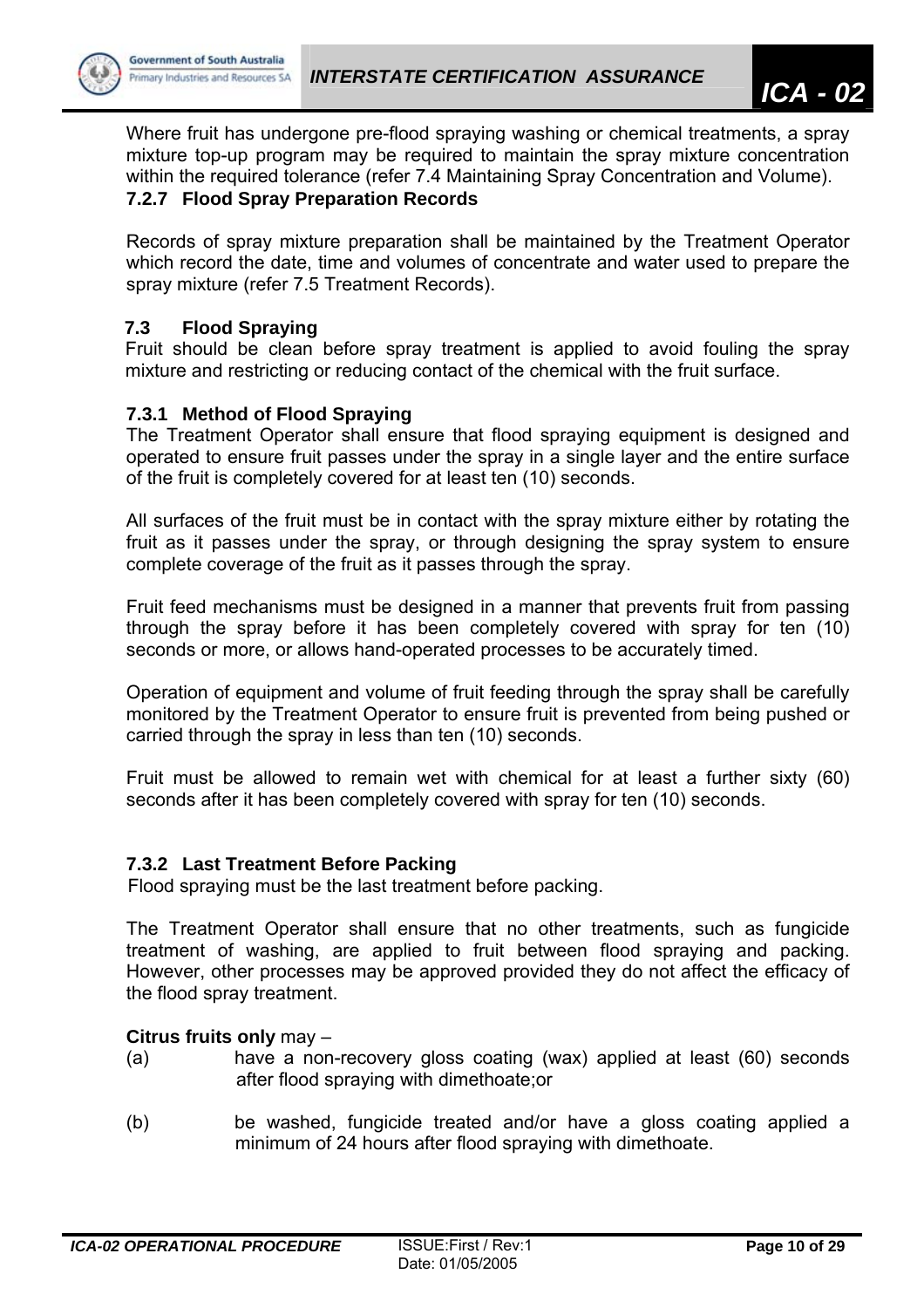Where fruit has undergone pre-flood spraying washing or chemical treatments, a spray mixture top-up program may be required to maintain the spray mixture concentration within the required tolerance (refer 7.4 Maintaining Spray Concentration and Volume).

#### 7.2.7 Flood Spray Preparation Records

Records of spray mixture preparation shall be maintained by the Treatment Operator which record the date, time and volumes of concentrate and water used to prepare the spray mixture (refer 7.5 Treatment Records).

### 7.3 Flood Spraying

Fruit should be clean before spray treatment is applied to avoid fouling the spray mixture and restricting or reducing contact of the chemical with the fruit surface.

#### 7.3.1 Method of Flood Spraying

The Treatment Operator shall ensure that flood spraying equipment is designed and operated to ensure fruit passes under the spray in a single layer and the entire surface of the fruit is completely covered for at least ten (10) seconds.

All surfaces of the fruit must be in contact with the spray mixture either by rotating the fruit as it passes under the spray, or through designing the spray system to ensure complete coverage of the fruit as it passes through the spray.

Fruit feed mechanisms must be designed in a manner that prevents fruit from passing through the spray before it has been completely covered with spray for ten (10) seconds or more, or allows hand-operated processes to be accurately timed.

Operation of equipment and volume of fruit feeding through the spray shall be carefully monitored by the Treatment Operator to ensure fruit is prevented from being pushed or carried through the spray in less than ten (10) seconds.

Fruit must be allowed to remain wet with chemical for at least a further sixty (60) seconds after it has been completely covered with spray for ten (10) seconds.

#### 7.3.2 Last Treatment Before Packing

Flood spraying must be the last treatment before packing.

The Treatment Operator shall ensure that no other treatments, such as fungicide treatment of washing, are applied to fruit between flood spraying and packing. However, other processes may be approved provided they do not affect the efficacy of the flood spray treatment.

**Citrus fruits only** may –

(a) have a non-recovery gloss coating (wax) applied at least (60) seconds after flood spraying with dimethoate;or

(b) be washed, fungicide treated and/or have a gloss coating applied a minimum of 24 hours after flood spraying with dimethoate.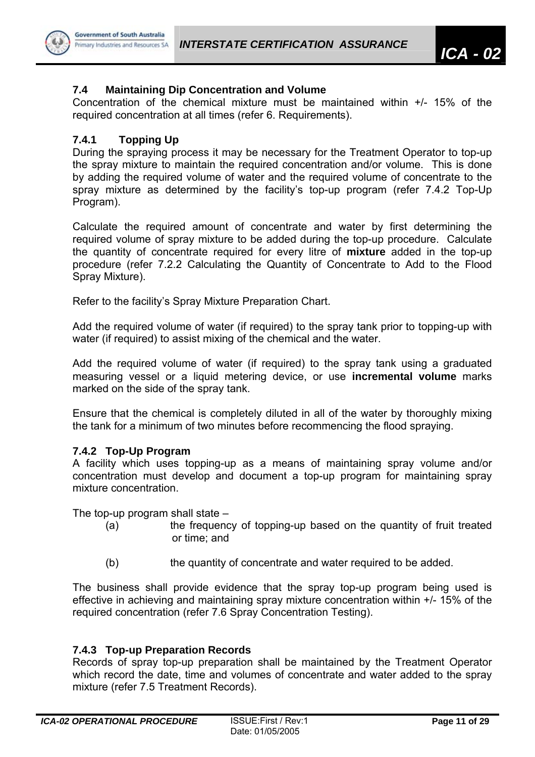### 7.4 Maintaining Dip Concentration and Volume

Concentration of the chemical mixture must be maintained within +/- 15% of the required concentration at all times (refer 6. Requirements).

#### 7.4.1 Topping Up

During the spraying process it may be necessary for the Treatment Operator to top-up the spray mixture to maintain the required concentration and/or volume. This is done by adding the required volume of water and the required volume of concentrate to the spray mixture as determined by the facility's top-up program (refer 7.4.2 Top-Up Program).

Calculate the required amount of concentrate and water by first determining the required volume of spray mixture to be added during the top-up procedure. Calculate the quantity of concentrate required for every litre of **mixture** added in the top-up procedure (refer 7.2.2 Calculating the Quantity of Concentrate to Add to the Flood Spray Mixture).

Refer to the facility's Spray Mixture Preparation Chart.

Add the required volume of water (if required) to the spray tank prior to topping-up with water (if required) to assist mixing of the chemical and the water.

Add the required volume of water (if required) to the spray tank using a graduated measuring vessel or a liquid metering device, or use **incremental volume** marks marked on the side of the spray tank.

Ensure that the chemical is completely diluted in all of the water by thoroughly mixing the tank for a minimum of two minutes before recommencing the flood spraying.

#### 7.4.2 Top-Up Program

A facility which uses topping-up as a means of maintaining spray volume and/or concentration must develop and document a top-up program for maintaining spray mixture concentration.

The top-up program shall state –

(a) the frequency of topping-up based on the quantity of fruit treated or time; and

(b) the quantity of concentrate and water required to be added.

The business shall provide evidence that the spray top-up program being used is effective in achieving and maintaining spray mixture concentration within +/- 15% of the required concentration (refer 7.6 Spray Concentration Testing).

#### 7.4.3 Top-up Preparation Records

Records of spray top-up preparation shall be maintained by the Treatment Operator which record the date, time and volumes of concentrate and water added to the spray mixture (refer 7.5 Treatment Records).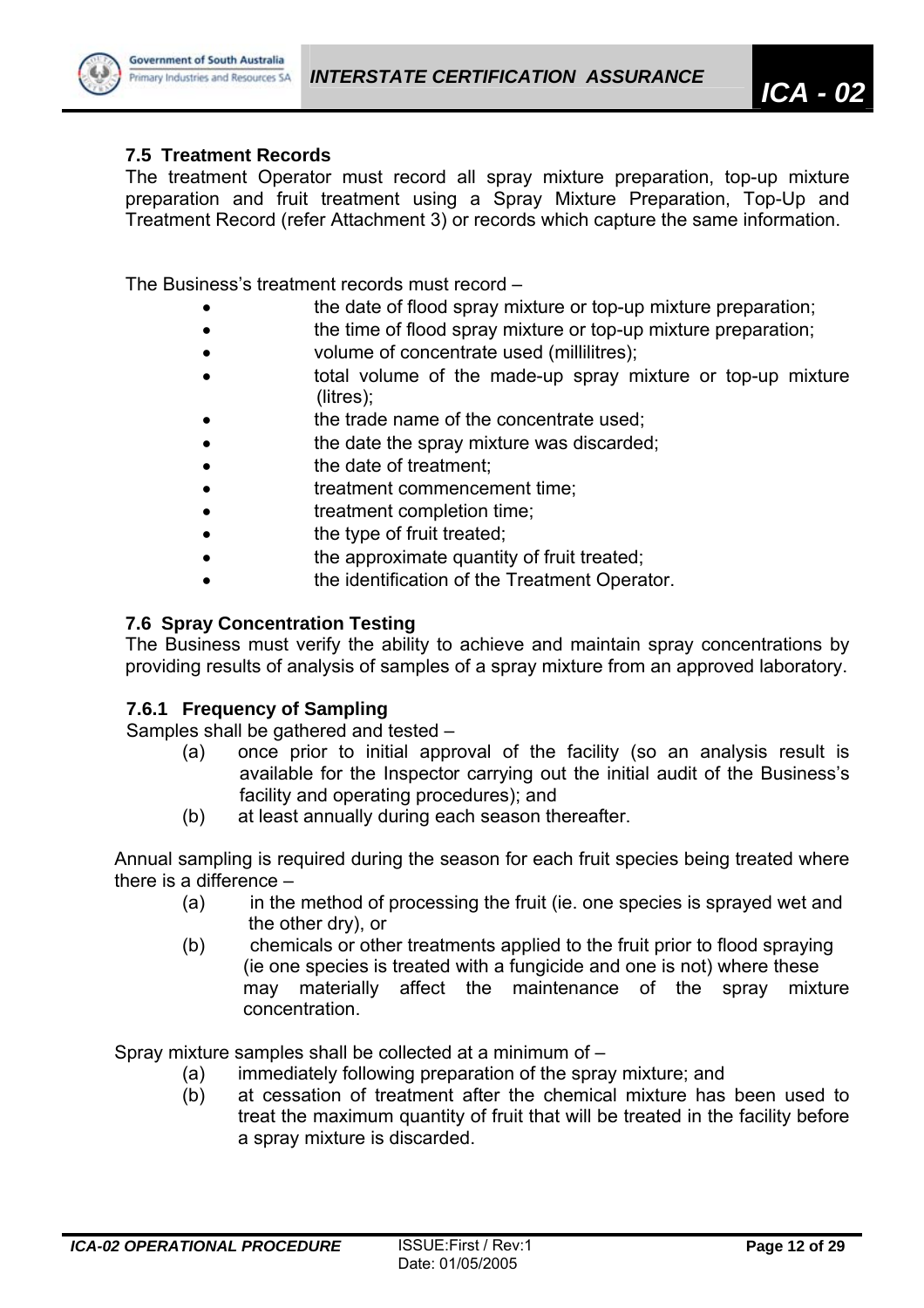### 7.5 Treatment Records

The treatment Operator must record all spray mixture preparation, top-up mixture preparation and fruit treatment using a Spray Mixture Preparation, Top-Up and Treatment Record (refer Attachment 3) or records which capture the same information.

The Business's treatment records must record –

- the date of flood spray mixture or top-up mixture preparation;
- the time of flood spray mixture or top-up mixture preparation;
- volume of concentrate used (millilitres);
- total volume of the made-up spray mixture or top-up mixture (litres);
- the trade name of the concentrate used;
- the date the spray mixture was discarded;
- the date of treatment;
- treatment commencement time;
- treatment completion time;
- the type of fruit treated;
- the approximate quantity of fruit treated;
- the identification of the Treatment Operator.

### 7.6 Spray Concentration Testing

The Business must verify the ability to achieve and maintain spray concentrations by providing results of analysis of samples of a spray mixture from an approved laboratory.

#### 7.6.1 Frequency of Sampling

Samples shall be gathered and tested –

(a) once prior to initial approval of the facility (so an analysis result is available for the Inspector carrying out the initial audit of the Business's facility and operating procedures); and

(b) at least annually during each season thereafter.

Annual sampling is required during the season for each fruit species being treated where there is a difference –

(a) in the method of processing the fruit (ie. one species is sprayed wet and the other dry), or

(b) chemicals or other treatments applied to the fruit prior to flood spraying (ie one species is treated with a fungicide and one is not) where these may materially affect the maintenance of the spray mixture concentration.

Spray mixture samples shall be collected at a minimum of –

(a) immediately following preparation of the spray mixture; and

(b) at cessation of treatment after the chemical mixture has been used to treat the maximum quantity of fruit that will be treated in the facility before a spray mixture is discarded.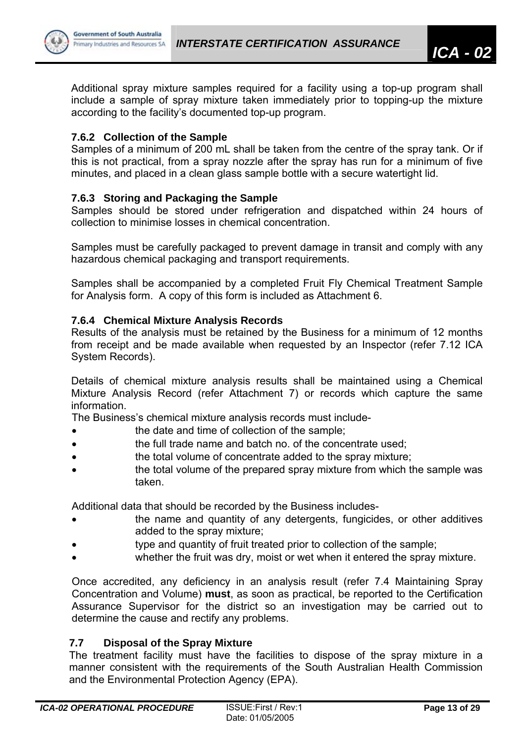Additional spray mixture samples required for a facility using a top-up program shall include a sample of spray mixture taken immediately prior to topping-up the mixture according to the facility's documented top-up program.

#### 7.6.2 Collection of the Sample

Samples of a minimum of 200 mL shall be taken from the centre of the spray tank. Or if this is not practical, from a spray nozzle after the spray has run for a minimum of five minutes, and placed in a clean glass sample bottle with a secure watertight lid.

#### 7.6.3 Storing and Packaging the Sample

Samples should be stored under refrigeration and dispatched within 24 hours of collection to minimise losses in chemical concentration.

Samples must be carefully packaged to prevent damage in transit and comply with any hazardous chemical packaging and transport requirements.

Samples shall be accompanied by a completed Fruit Fly Chemical Treatment Sample for Analysis form. A copy of this form is included as Attachment 6.

#### 7.6.4 Chemical Mixture Analysis Records

Results of the analysis must be retained by the Business for a minimum of 12 months from receipt and be made available when requested by an Inspector (refer 7.12 ICA System Records).

Details of chemical mixture analysis results shall be maintained using a Chemical Mixture Analysis Record (refer Attachment 7) or records which capture the same information.

The Business's chemical mixture analysis records must include-

- the date and time of collection of the sample;
- the full trade name and batch no. of the concentrate used;
- the total volume of concentrate added to the spray mixture;
- the total volume of the prepared spray mixture from which the sample was taken.

Additional data that should be recorded by the Business includes-

- the name and quantity of any detergents, fungicides, or other additives added to the spray mixture;
- type and quantity of fruit treated prior to collection of the sample;
- whether the fruit was dry, moist or wet when it entered the spray mixture.

Once accredited, any deficiency in an analysis result (refer 7.4 Maintaining Spray Concentration and Volume) **must**, as soon as practical, be reported to the Certification Assurance Supervisor for the district so an investigation may be carried out to determine the cause and rectify any problems.

### 7.7 Disposal of the Spray Mixture

The treatment facility must have the facilities to dispose of the spray mixture in a manner consistent with the requirements of the South Australian Health Commission and the Environmental Protection Agency (EPA).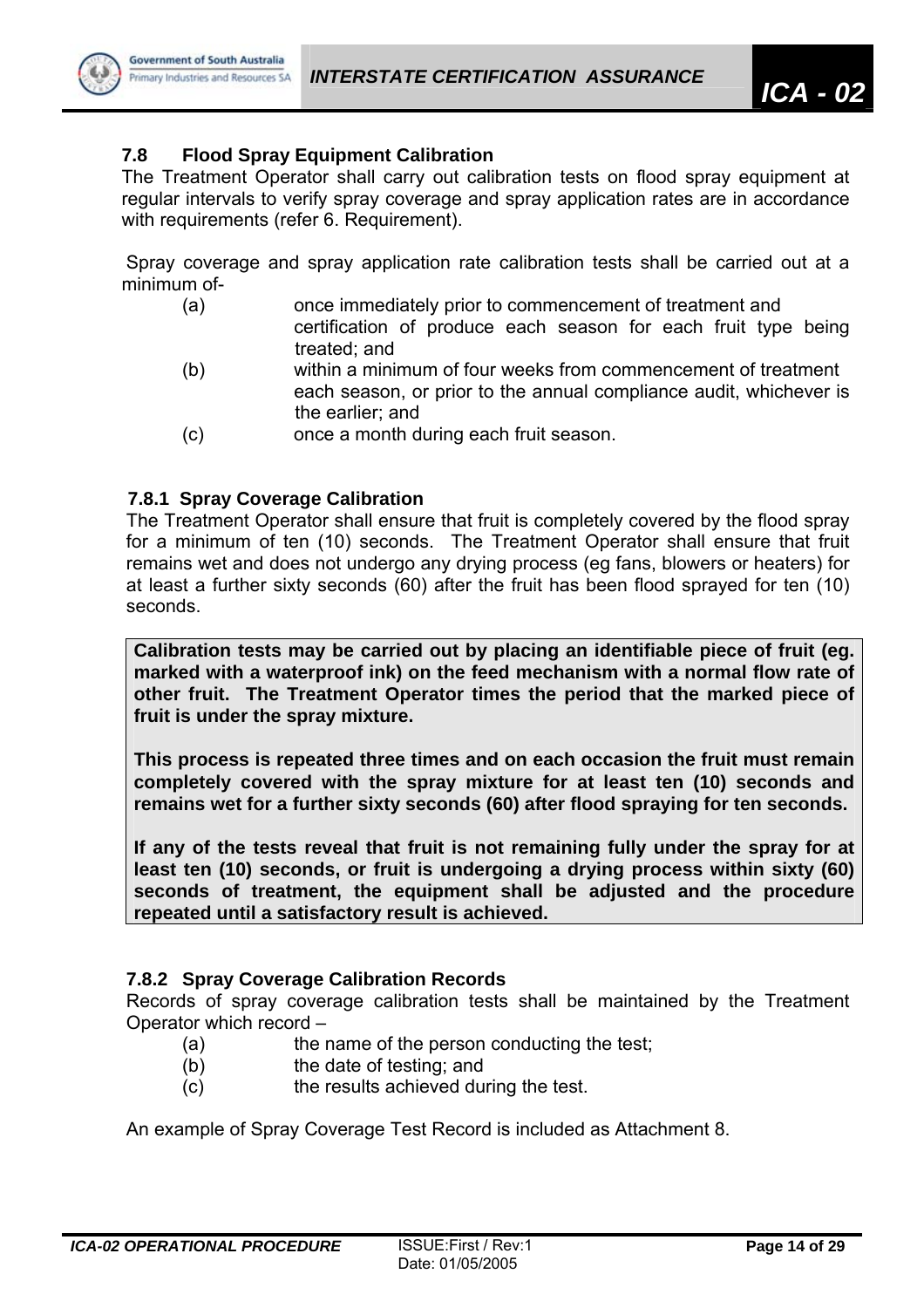### 7.8 Flood Spray Equipment Calibration

The Treatment Operator shall carry out calibration tests on flood spray equipment at regular intervals to verify spray coverage and spray application rates are in accordance with requirements (refer 6. Requirement).

Spray coverage and spray application rate calibration tests shall be carried out at a minimum of-

(a) once immediately prior to commencement of treatment and certification of produce each season for each fruit type being treated; and

(b) within a minimum of four weeks from commencement of treatment each season, or prior to the annual compliance audit, whichever is the earlier; and

(c) once a month during each fruit season.

#### 7.8.1 Spray Coverage Calibration

The Treatment Operator shall ensure that fruit is completely covered by the flood spray for a minimum of ten (10) seconds. The Treatment Operator shall ensure that fruit remains wet and does not undergo any drying process (eg fans, blowers or heaters) for at least a further sixty seconds (60) after the fruit has been flood sprayed for ten (10) seconds.

**Calibration tests may be carried out by placing an identifiable piece of fruit (eg. marked with a waterproof ink) on the feed mechanism with a normal flow rate of other fruit. The Treatment Operator times the period that the marked piece of fruit is under the spray mixture.**

**This process is repeated three times and on each occasion the fruit must remain completely covered with the spray mixture for at least ten (10) seconds and remains wet for a further sixty seconds (60) after flood spraying for ten seconds.**

**If any of the tests reveal that fruit is not remaining fully under the spray for at least ten (10) seconds, or fruit is undergoing a drying process within sixty (60) seconds of treatment, the equipment shall be adjusted and the procedure repeated until a satisfactory result is achieved.**

#### 7.8.2 Spray Coverage Calibration Records

Records of spray coverage calibration tests shall be maintained by the Treatment Operator which record –

(a) the name of the person conducting the test;

(b) the date of testing; and

(c) the results achieved during the test.

An example of Spray Coverage Test Record is included as Attachment 8.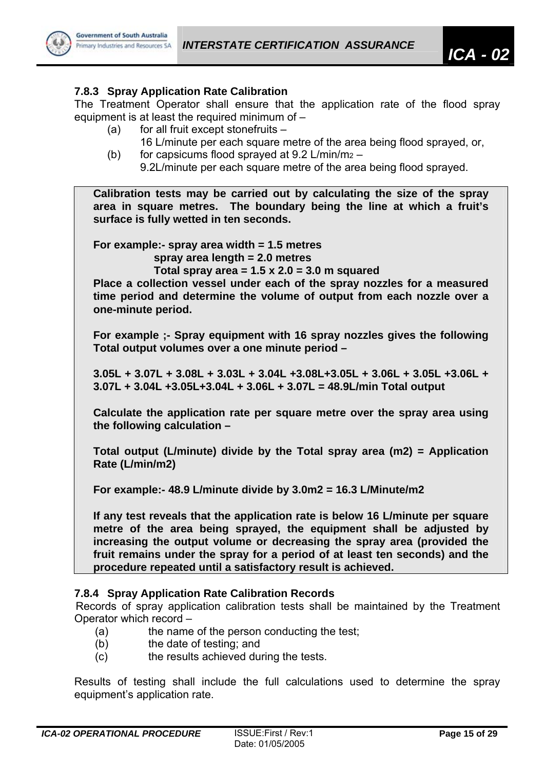### 7.8.3 Spray Application Rate Calibration

The Treatment Operator shall ensure that the application rate of the flood spray equipment is at least the required minimum of –

(a) for all fruit except stonefruits –
16 L/minute per each square metre of the area being flood sprayed, or,

(b) for capsicums flood sprayed at 9.2 L/min/$m^2$ –
9.2L/minute per each square metre of the area being flood sprayed.

**Calibration tests may be carried out by calculating the size of the spray area in square metres. The boundary being the line at which a fruit's surface is fully wetted in ten seconds.**

**For example:- spray area width = 1.5 metres**
**spray area length = 2.0 metres**
**Total spray area = 1.5 x 2.0 = 3.0 m squared**

**Place a collection vessel under each of the spray nozzles for a measured time period and determine the volume of output from each nozzle over a one-minute period.**

**For example ;- Spray equipment with 16 spray nozzles gives the following Total output volumes over a one minute period –**

**3.05L + 3.07L + 3.08L + 3.03L + 3.04L +3.08L+3.05L + 3.06L + 3.05L +3.06L + 3.07L + 3.04L +3.05L+3.04L + 3.06L + 3.07L = 48.9L/min Total output**

**Calculate the application rate per square metre over the spray area using the following calculation –**

**Total output (L/minute) divide by the Total spray area (m2) = Application Rate (L/min/m2)**

**For example:- 48.9 L/minute divide by 3.0m2 = 16.3 L/Minute/m2**

**If any test reveals that the application rate is below 16 L/minute per square metre of the area being sprayed, the equipment shall be adjusted by increasing the output volume or decreasing the spray area (provided the fruit remains under the spray for a period of at least ten seconds) and the procedure repeated until a satisfactory result is achieved.**

### 7.8.4 Spray Application Rate Calibration Records

Records of spray application calibration tests shall be maintained by the Treatment Operator which record –

(a) the name of the person conducting the test;

(b) the date of testing; and

(c) the results achieved during the tests.

Results of testing shall include the full calculations used to determine the spray equipment's application rate.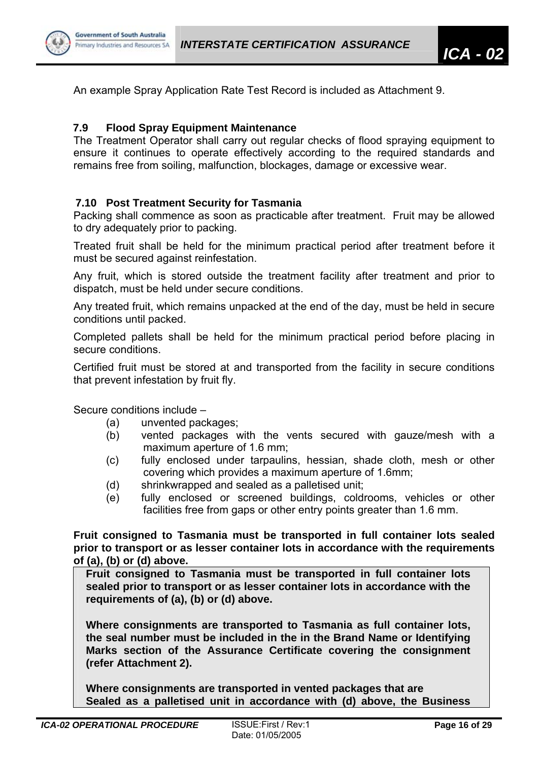An example Spray Application Rate Test Record is included as Attachment 9.

### 7.9 Flood Spray Equipment Maintenance

The Treatment Operator shall carry out regular checks of flood spraying equipment to ensure it continues to operate effectively according to the required standards and remains free from soiling, malfunction, blockages, damage or excessive wear.

### 7.10 Post Treatment Security for Tasmania

Packing shall commence as soon as practicable after treatment. Fruit may be allowed to dry adequately prior to packing.

Treated fruit shall be held for the minimum practical period after treatment before it must be secured against reinfestation.

Any fruit, which is stored outside the treatment facility after treatment and prior to dispatch, must be held under secure conditions.

Any treated fruit, which remains unpacked at the end of the day, must be held in secure conditions until packed.

Completed pallets shall be held for the minimum practical period before placing in secure conditions.

Certified fruit must be stored at and transported from the facility in secure conditions that prevent infestation by fruit fly.

Secure conditions include –

- (a) unvented packages;
- (b) vented packages with the vents secured with gauze/mesh with a maximum aperture of 1.6 mm;
- (c) fully enclosed under tarpaulins, hessian, shade cloth, mesh or other covering which provides a maximum aperture of 1.6mm;
- (d) shrinkwrapped and sealed as a palletised unit;
- (e) fully enclosed or screened buildings, coldrooms, vehicles or other facilities free from gaps or other entry points greater than 1.6 mm.

**Fruit consigned to Tasmania must be transported in full container lots sealed prior to transport or as lesser container lots in accordance with the requirements of (a), (b) or (d) above.**

> **Fruit consigned to Tasmania must be transported in full container lots sealed prior to transport or as lesser container lots in accordance with the requirements of (a), (b) or (d) above.**
>
> **Where consignments are transported to Tasmania as full container lots, the seal number must be included in the in the Brand Name or Identifying Marks section of the Assurance Certificate covering the consignment (refer Attachment 2).**
>
> **Where consignments are transported in vented packages that are Sealed as a palletised unit in accordance with (d) above, the Business**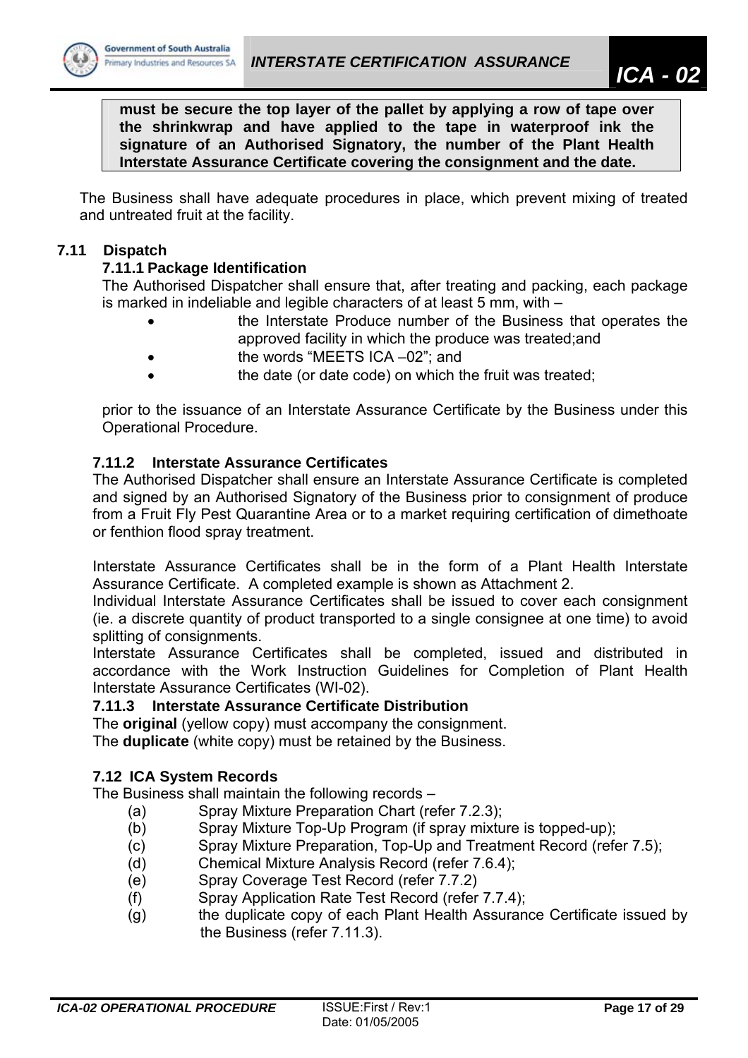**must be secure the top layer of the pallet by applying a row of tape over the shrinkwrap and have applied to the tape in waterproof ink the signature of an Authorised Signatory, the number of the Plant Health Interstate Assurance Certificate covering the consignment and the date.**

The Business shall have adequate procedures in place, which prevent mixing of treated and untreated fruit at the facility.

### 7.11 Dispatch

#### 7.11.1 Package Identification

The Authorised Dispatcher shall ensure that, after treating and packing, each package is marked in indeliable and legible characters of at least 5 mm, with –

- the Interstate Produce number of the Business that operates the approved facility in which the produce was treated;and
- the words "MEETS ICA –02"; and
- the date (or date code) on which the fruit was treated;

prior to the issuance of an Interstate Assurance Certificate by the Business under this Operational Procedure.

#### 7.11.2 Interstate Assurance Certificates

The Authorised Dispatcher shall ensure an Interstate Assurance Certificate is completed and signed by an Authorised Signatory of the Business prior to consignment of produce from a Fruit Fly Pest Quarantine Area or to a market requiring certification of dimethoate or fenthion flood spray treatment.

Interstate Assurance Certificates shall be in the form of a Plant Health Interstate Assurance Certificate. A completed example is shown as Attachment 2.

Individual Interstate Assurance Certificates shall be issued to cover each consignment (ie. a discrete quantity of product transported to a single consignee at one time) to avoid splitting of consignments.

Interstate Assurance Certificates shall be completed, issued and distributed in accordance with the Work Instruction Guidelines for Completion of Plant Health Interstate Assurance Certificates (WI-02).

#### 7.11.3 Interstate Assurance Certificate Distribution

The **original** (yellow copy) must accompany the consignment.

The **duplicate** (white copy) must be retained by the Business.

### 7.12 ICA System Records

The Business shall maintain the following records –

(a) Spray Mixture Preparation Chart (refer 7.2.3);

(b) Spray Mixture Top-Up Program (if spray mixture is topped-up);

(c) Spray Mixture Preparation, Top-Up and Treatment Record (refer 7.5);

(d) Chemical Mixture Analysis Record (refer 7.6.4);

(e) Spray Coverage Test Record (refer 7.7.2)

(f) Spray Application Rate Test Record (refer 7.7.4);

(g) the duplicate copy of each Plant Health Assurance Certificate issued by the Business (refer 7.11.3).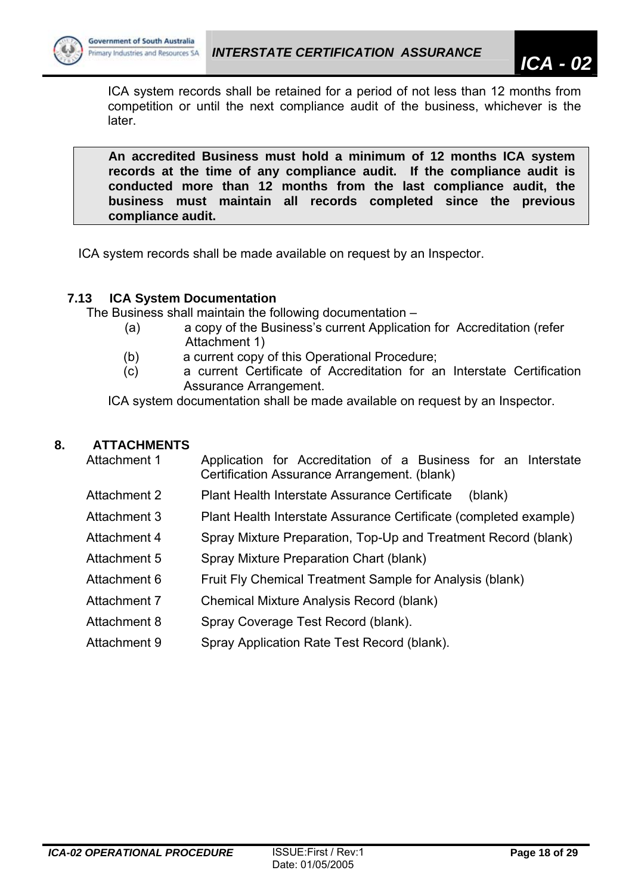ICA system records shall be retained for a period of not less than 12 months from competition or until the next compliance audit of the business, whichever is the later.

**An accredited Business must hold a minimum of 12 months ICA system records at the time of any compliance audit. If the compliance audit is conducted more than 12 months from the last compliance audit, the business must maintain all records completed since the previous compliance audit.**

ICA system records shall be made available on request by an Inspector.

### 7.13 ICA System Documentation

The Business shall maintain the following documentation –

(a) a copy of the Business's current Application for Accreditation (refer Attachment 1)

(b) a current copy of this Operational Procedure;

(c) a current Certificate of Accreditation for an Interstate Certification Assurance Arrangement.

ICA system documentation shall be made available on request by an Inspector.

## 8. ATTACHMENTS

| | |
|---|---|
| Attachment 1 | Application for Accreditation of a Business for an Interstate Certification Assurance Arrangement. (blank) |
| Attachment 2 | Plant Health Interstate Assurance Certificate (blank) |
| Attachment 3 | Plant Health Interstate Assurance Certificate (completed example) |
| Attachment 4 | Spray Mixture Preparation, Top-Up and Treatment Record (blank) |
| Attachment 5 | Spray Mixture Preparation Chart (blank) |
| Attachment 6 | Fruit Fly Chemical Treatment Sample for Analysis (blank) |
| Attachment 7 | Chemical Mixture Analysis Record (blank) |
| Attachment 8 | Spray Coverage Test Record (blank). |
| Attachment 9 | Spray Application Rate Test Record (blank). |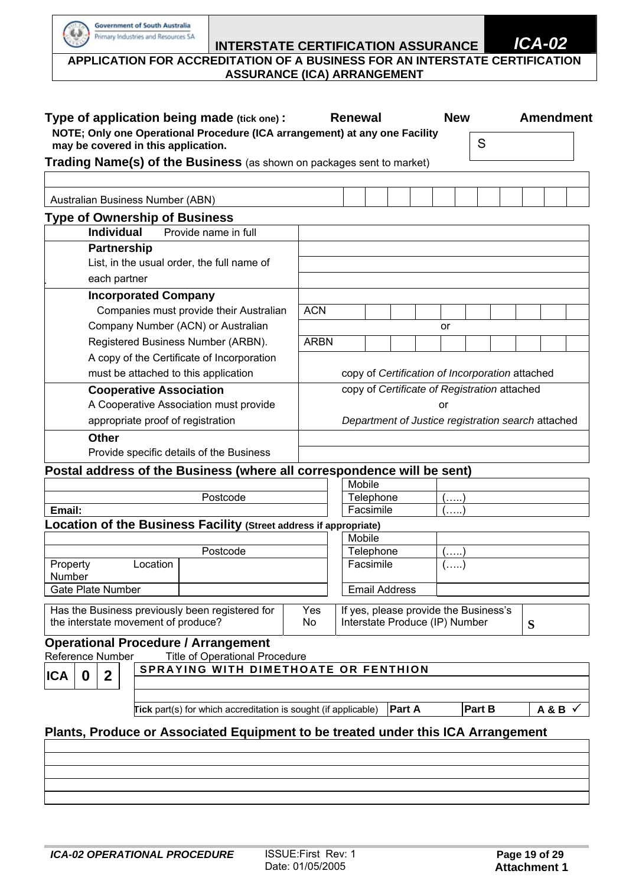Government of South Australia
Primary Industries and Resources SA

**INTERSTATE CERTIFICATION ASSURANCE** ***ICA-02***

**APPLICATION FOR ACCREDITATION OF A BUSINESS FOR AN INTERSTATE CERTIFICATION ASSURANCE (ICA) ARRANGEMENT**

**Type of application being made (tick one) :** **Renewal** **New** **Amendment**

**NOTE; Only one Operational Procedure (ICA arrangement) at any one Facility may be covered in this application.**

| S |
|---|

**Trading Name(s) of the Business** (as shown on packages sent to market)

| |
|---|
| |

| Australian Business Number (ABN) | | | | | | | | | | | |
|---|---|---|---|---|---|---|---|---|---|---|---|

**Type of Ownership of Business**

| | |
|---|---|
| **Individual** Provide name in full | |
| **Partnership** List, in the usual order, the full name of each partner | |
| | |
| | |
| **Incorporated Company** Companies must provide their Australian Company Number (ACN) or Australian Registered Business Number (ARBN). A copy of the Certificate of Incorporation must be attached to this application | ACN |
| | or |
| | ARBN |
| | copy of *Certification of Incorporation* attached |
| **Cooperative Association** A Cooperative Association must provide appropriate proof of registration | copy of *Certificate of Registration* attached or *Department of Justice registration search* attached |
| **Other** Provide specific details of the Business | |
| | |

**Postal address of the Business (where all correspondence will be sent)**

| | Mobile | |
|---|---|---|
| Postcode | Telephone | (…..) |
| **Email:** | Facsimile | (…..) |

**Location of the Business Facility (Street address if appropriate)**

| | | Mobile | |
|---|---|---|---|
| Postcode | | Telephone | (…..) |
| Property Location Number | | Facsimile | (…..) |
| Gate Plate Number | | Email Address | |

| Has the Business previously been registered for the interstate movement of produce? | Yes / No | If yes, please provide the Business's Interstate Produce (IP) Number | S |
|---|---|---|---|

**Operational Procedure / Arrangement**

| Reference Number | | | Title of Operational Procedure | | | |
|---|---|---|---|---|---|---|
| ICA | 0 | 2 | SPRAYING WITH DIMETHOATE OR FENTHION | | | |
| | | | | | | |
| | | | | | | |
| | | | **Tick** part(s) for which accreditation is sought (if applicable) | **Part A** | **Part B** | **A & B** ✓ |

**Plants, Produce or Associated Equipment to be treated under this ICA Arrangement**

| |
|---|
| |
| |
| |
| |

***ICA-02 OPERATIONAL PROCEDURE*** ISSUE:First Rev: 1 Date: 01/05/2005 **Attachment 1**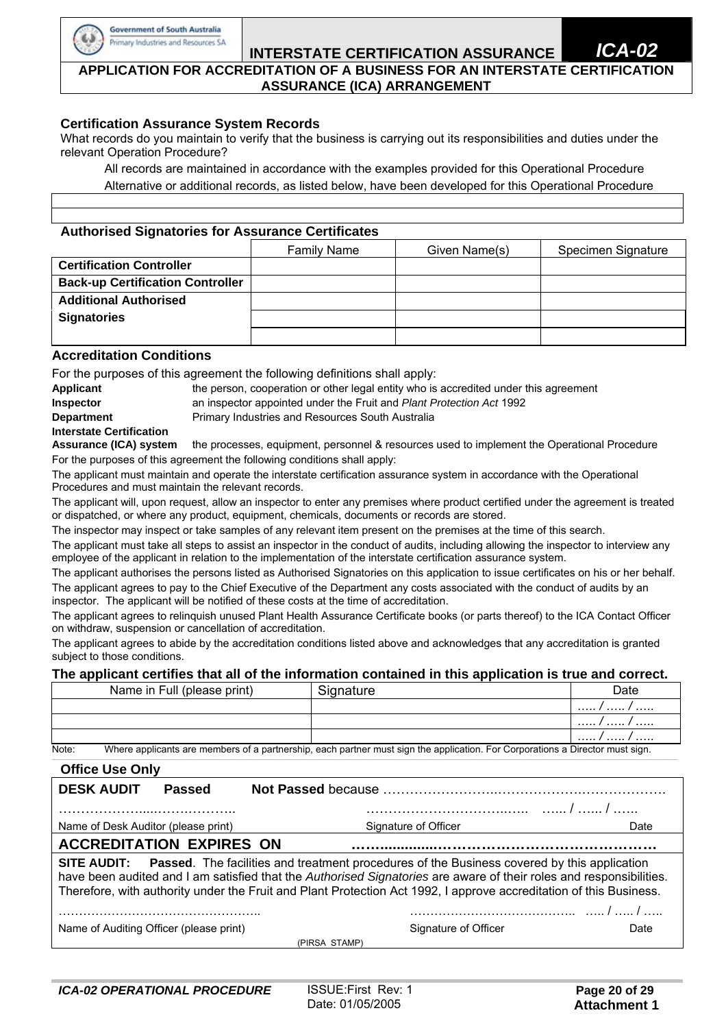Government of South Australia
Primary Industries and Resources SA

INTERSTATE CERTIFICATION ASSURANCE **ICA-02**

**APPLICATION FOR ACCREDITATION OF A BUSINESS FOR AN INTERSTATE CERTIFICATION ASSURANCE (ICA) ARRANGEMENT**

### Certification Assurance System Records

What records do you maintain to verify that the business is carrying out its responsibilities and duties under the relevant Operation Procedure?

All records are maintained in accordance with the examples provided for this Operational Procedure

Alternative or additional records, as listed below, have been developed for this Operational Procedure

| |
|---|
| |
| |

### Authorised Signatories for Assurance Certificates

| | Family Name | Given Name(s) | Specimen Signature |
|---|---|---|---|
| **Certification Controller** | | | |
| **Back-up Certification Controller** | | | |
| **Additional Authorised Signatories** | | | |
| | | | |
| | | | |

### Accreditation Conditions

For the purposes of this agreement the following definitions shall apply:

**Applicant** the person, cooperation or other legal entity who is accredited under this agreement

**Inspector** an inspector appointed under the Fruit and *Plant Protection Act* 1992

**Department** Primary Industries and Resources South Australia

**Interstate Certification Assurance (ICA) system** the processes, equipment, personnel & resources used to implement the Operational Procedure

For the purposes of this agreement the following conditions shall apply:

The applicant must maintain and operate the interstate certification assurance system in accordance with the Operational Procedures and must maintain the relevant records.

The applicant will, upon request, allow an inspector to enter any premises where product certified under the agreement is treated or dispatched, or where any product, equipment, chemicals, documents or records are stored.

The inspector may inspect or take samples of any relevant item present on the premises at the time of this search.

The applicant must take all steps to assist an inspector in the conduct of audits, including allowing the inspector to interview any employee of the applicant in relation to the implementation of the interstate certification assurance system.

The applicant authorises the persons listed as Authorised Signatories on this application to issue certificates on his or her behalf.

The applicant agrees to pay to the Chief Executive of the Department any costs associated with the conduct of audits by an inspector. The applicant will be notified of these costs at the time of accreditation.

The applicant agrees to relinquish unused Plant Health Assurance Certificate books (or parts thereof) to the ICA Contact Officer on withdraw, suspension or cancellation of accreditation.

The applicant agrees to abide by the accreditation conditions listed above and acknowledges that any accreditation is granted subject to those conditions.

**The applicant certifies that all of the information contained in this application is true and correct.**

| Name in Full (please print) | Signature | Date |
|---|---|---|
| | | ….. / ….. / ….. |
| | | ….. / ….. / ….. |
| | | ….. / ….. / ….. |

Note: Where applicants are members of a partnership, each partner must sign the application. For Corporations a Director must sign.

### Office Use Only

**DESK AUDIT** **Passed** **Not Passed** because …………………………………………………………………

……………………………………… ……………………………………… …… / …… / ……

Name of Desk Auditor (please print) Signature of Officer Date

**ACCREDITATION EXPIRES ON** ……………………………………………………………

**SITE AUDIT:** **Passed**. The facilities and treatment procedures of the Business covered by this application have been audited and I am satisfied that the *Authorised Signatories* are aware of their roles and responsibilities. Therefore, with authority under the Fruit and Plant Protection Act 1992, I approve accreditation of this Business.

……………………………………………… ……………………………………… ….. / ….. / …..

Name of Auditing Officer (please print) Signature of Officer Date

(PIRSA STAMP)

**ICA-02 OPERATIONAL PROCEDURE** ISSUE:First Rev: 1 Date: 01/05/2005 **Attachment 1**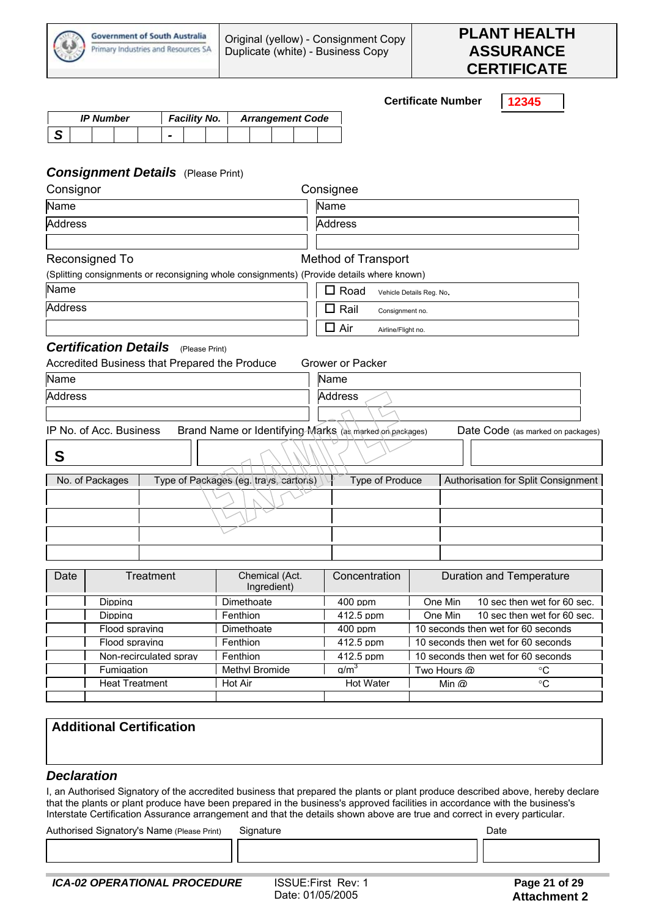Government of South Australia
Primary Industries and Resources SA

Original (yellow) - Consignment Copy
Duplicate (white) - Business Copy

# PLANT HEALTH ASSURANCE CERTIFICATE

**Certificate Number** 12345

| IP Number | Facility No. | Arrangement Code |
|---|---|---|
| S | - | |

## *Consignment Details* (Please Print)

**Consignor**

Name

Address

**Consignee**

Name

Address

**Reconsigned To**

(Splitting consignments or reconsigning whole consignments)

Name

Address

**Method of Transport**

(Provide details where known)

☐ Road Vehicle Details Reg. No.

☐ Rail Consignment no.

☐ Air Airline/Flight no.

## *Certification Details* (Please Print)

**Accredited Business that Prepared the Produce**

Name

Address

**Grower or Packer**

Name

Address

IP No. of Acc. Business: S

Brand Name or Identifying Marks (as marked on packages)

Date Code (as marked on packages)

EXAMPLE

| No. of Packages | Type of Packages (eg. trays, cartons) | Type of Produce | Authorisation for Split Consignment |
|---|---|---|---|
| | | | |
| | | | |
| | | | |
| | | | |

| Date | Treatment | Chemical (Act. Ingredient) | Concentration | Duration and Temperature |
|---|---|---|---|---|
| | Dipping | Dimethoate | 400 ppm | One Min 10 sec then wet for 60 sec. |
| | Dipping | Fenthion | 412.5 ppm | One Min 10 sec then wet for 60 sec. |
| | Flood spraying | Dimethoate | 400 ppm | 10 seconds then wet for 60 seconds |
| | Flood spraying | Fenthion | 412.5 ppm | 10 seconds then wet for 60 seconds |
| | Non-recirculated spray | Fenthion | 412.5 ppm | 10 seconds then wet for 60 seconds |
| | Fumigation | Methyl Bromide | $g/m^3$ | Two Hours @ °C |
| | Heat Treatment | Hot Air | Hot Water | Min @ °C |
| | | | | |

**Additional Certification**

## *Declaration*

I, an Authorised Signatory of the accredited business that prepared the plants or plant produce described above, hereby declare that the plants or plant produce have been prepared in the business's approved facilities in accordance with the business's Interstate Certification Assurance arrangement and that the details shown above are true and correct in every particular.

| Authorised Signatory's Name (Please Print) | Signature | Date |
|---|---|---|
| | | |

*ICA-02 OPERATIONAL PROCEDURE* ISSUE:First Rev: 1 Date: 01/05/2005 **Attachment 2**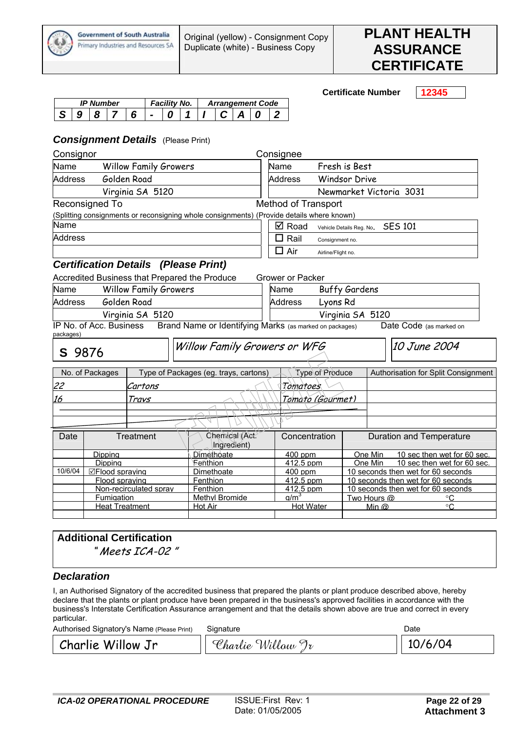Government of South Australia
Primary Industries and Resources SA

Original (yellow) - Consignment Copy
Duplicate (white) - Business Copy

# PLANT HEALTH ASSURANCE CERTIFICATE

**Certificate Number** 12345

| *IP Number* | | | | | *Facility No.* | | | *Arrangement Code* | | | | |
|---|---|---|---|---|---|---|---|---|---|---|---|---|
| *S* | *9* | *8* | *7* | *6* | *-* | *0* | *1* | */* | *C* | *A* | *0* | *2* |

## *Consignment Details* (Please Print)

**Consignor**

| | |
|---|---|
| Name | Willow Family Growers |
| Address | Golden Road |
| | Virginia SA 5120 |

**Consignee**

| | |
|---|---|
| Name | Fresh is Best |
| Address | Windsor Drive |
| | Newmarket Victoria 3031 |

**Reconsigned To**

(Splitting consignments or reconsigning whole consignments)

| | |
|---|---|
| Name | |
| Address | |
| | |

**Method of Transport**

(Provide details where known)

| | |
|---|---|
| ☑ Road | Vehicle Details Reg. No. SES 101 |
| ☐ Rail | Consignment no. |
| ☐ Air | Airline/Flight no. |

## *Certification Details (Please Print)*

**Accredited Business that Prepared the Produce**

| | |
|---|---|
| Name | Willow Family Growers |
| Address | Golden Road |
| | Virginia SA 5120 |

**Grower or Packer**

| | |
|---|---|
| Name | Buffy Gardens |
| Address | Lyons Rd |
| | Virginia SA 5120 |

| IP No. of Acc. Business | Brand Name or Identifying Marks (as marked on packages) | Date Code (as marked on packages) |
|---|---|---|
| S 9876 | *Willow Family Growers or WFG* | *10 June 2004* |

| No. of Packages | Type of Packages (eg. trays, cartons) | Type of Produce | Authorisation for Split Consignment |
|---|---|---|---|
| *22* | *Cartons* | *Tomatoes* | |
| *16* | *Trays* | *Tomato (Gourmet)* | |
| | | | |
| | | | |

| Date | Treatment | Chemical (Act. Ingredient) | Concentration | Duration and Temperature |
|---|---|---|---|---|
| | Dipping | Dimethoate | 400 ppm | One Min 10 sec then wet for 60 sec. |
| | Dipping | Fenthion | 412.5 ppm | One Min 10 sec then wet for 60 sec. |
| 10/6/04 | ☑Flood spraying | Dimethoate | 400 ppm | 10 seconds then wet for 60 seconds |
| | Flood spraying | Fenthion | 412.5 ppm | 10 seconds then wet for 60 seconds |
| | Non-recirculated spray | Fenthion | 412.5 ppm | 10 seconds then wet for 60 seconds |
| | Fumigation | Methyl Bromide | $g/m^3$ | Two Hours @ °C |
| | Heat Treatment | Hot Air | Hot Water | Min @ °C |
| | | | | |

### Additional Certification

*"Meets ICA-02"*

### *Declaration*

I, an Authorised Signatory of the accredited business that prepared the plants or plant produce described above, hereby declare that the plants or plant produce have been prepared in the business's approved facilities in accordance with the business's Interstate Certification Assurance arrangement and that the details shown above are true and correct in every particular.

| Authorised Signatory's Name (Please Print) | Signature | Date |
|---|---|---|
| Charlie Willow Jr | *Charlie Willow Jr* | 10/6/04 |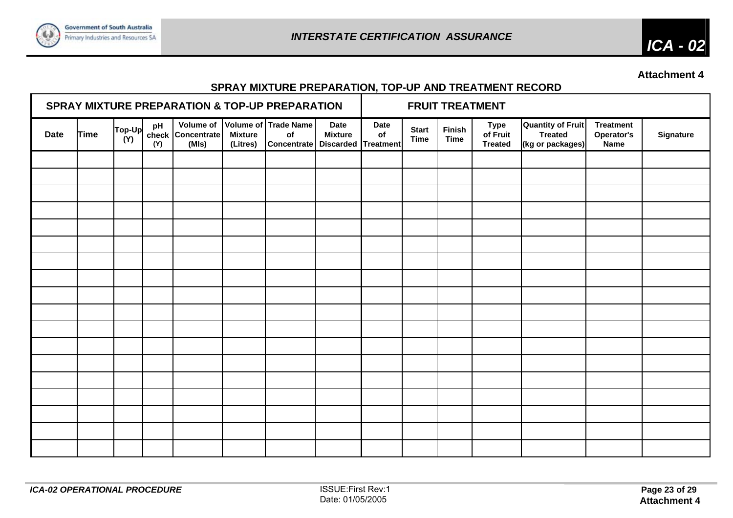Attachment 4

## SPRAY MIXTURE PREPARATION, TOP-UP AND TREATMENT RECORD

| SPRAY MIXTURE PREPARATION & TOP-UP PREPARATION | | | | | | | | FRUIT TREATMENT | | | | | | |
|---|---|---|---|---|---|---|---|---|---|---|---|---|---|---|
| Date | Time | Top-Up (Y) | pH check (Y) | Volume of Concentrate (Mls) | Volume of Mixture (Litres) | Trade Name of Concentrate | Date Mixture Discarded | Date of Treatment | Start Time | Finish Time | Type of Fruit Treated | Quantity of Fruit Treated (kg or packages) | Treatment Operator's Name | Signature |
| | | | | | | | | | | | | | | |
| | | | | | | | | | | | | | | |
| | | | | | | | | | | | | | | |
| | | | | | | | | | | | | | | |
| | | | | | | | | | | | | | | |
| | | | | | | | | | | | | | | |
| | | | | | | | | | | | | | | |
| | | | | | | | | | | | | | | |
| | | | | | | | | | | | | | | |
| | | | | | | | | | | | | | | |
| | | | | | | | | | | | | | | |
| | | | | | | | | | | | | | | |
| | | | | | | | | | | | | | | |
| | | | | | | | | | | | | | | |
| | | | | | | | | | | | | | | |
| | | | | | | | | | | | | | | |
| | | | | | | | | | | | | | | |
| | | | | | | | | | | | | | | |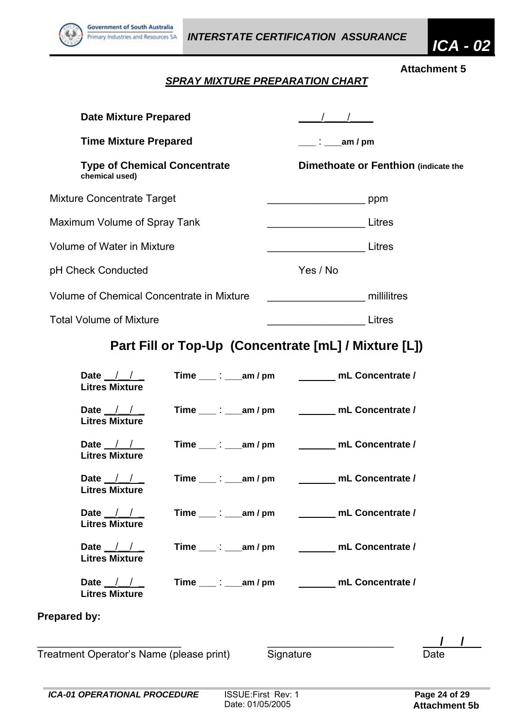**Attachment 5**

## *SPRAY MIXTURE PREPARATION CHART*

**Date Mixture Prepared** ____/____/____

**Time Mixture Prepared** ___ : ___**am / pm**

**Type of Chemical Concentrate** **Dimethoate or Fenthion (indicate the chemical used)**

Mixture Concentrate Target ________________ ppm

Maximum Volume of Spray Tank ________________ Litres

Volume of Water in Mixture ________________ Litres

pH Check Conducted Yes / No

Volume of Chemical Concentrate in Mixture ________________ millilitres

Total Volume of Mixture ________________ Litres

## Part Fill or Top-Up (Concentrate [mL] / Mixture [L])

**Date __/__/_ Time ___ : ___am / pm _______ mL Concentrate / Litres Mixture**

**Date __/__/_ Time ___ : ___am / pm _______ mL Concentrate / Litres Mixture**

**Date __/__/_ Time ___ : ___am / pm _______ mL Concentrate / Litres Mixture**

**Date __/__/_ Time ___ : ___am / pm _______ mL Concentrate / Litres Mixture**

**Date __/__/_ Time ___ : ___am / pm _______ mL Concentrate / Litres Mixture**

**Date __/__/_ Time ___ : ___am / pm _______ mL Concentrate / Litres Mixture**

**Date __/__/_ Time ___ : ___am / pm _______ mL Concentrate / Litres Mixture**

**Prepared by:**

________________________ ____________________ ___/___/___

Treatment Operator's Name (please print) Signature Date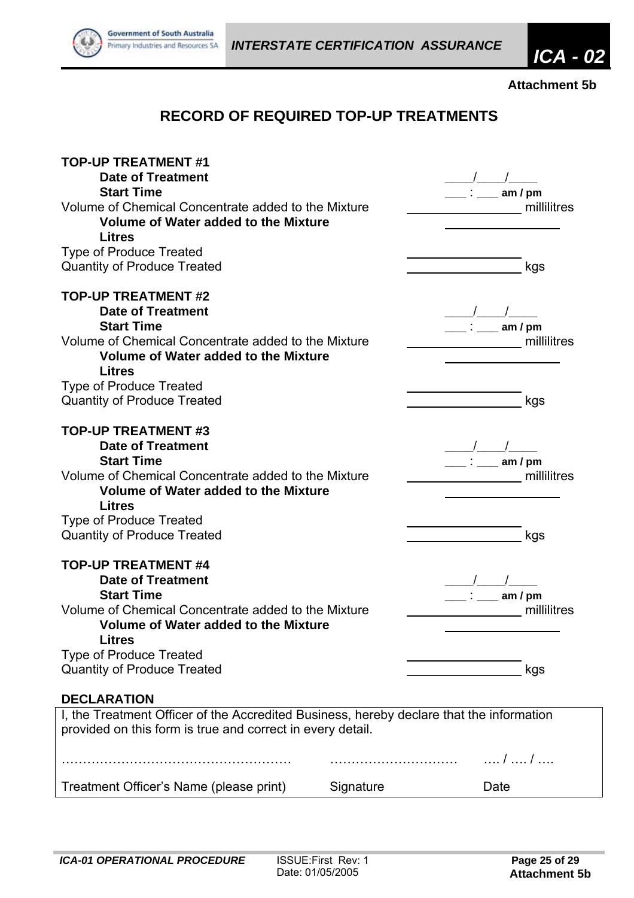**Attachment 5b**

# RECORD OF REQUIRED TOP-UP TREATMENTS

**TOP-UP TREATMENT #1**

**Date of Treatment** ____/____/____

**Start Time** ___ : ___ **am / pm**

Volume of Chemical Concentrate added to the Mixture ________________ millilitres

**Volume of Water added to the Mixture** ________________

**Litres**

Type of Produce Treated ________________

Quantity of Produce Treated ________________ kgs

**TOP-UP TREATMENT #2**

**Date of Treatment** ____/____/____

**Start Time** ___ : ___ **am / pm**

Volume of Chemical Concentrate added to the Mixture ________________ millilitres

**Volume of Water added to the Mixture** ________________

**Litres**

Type of Produce Treated ________________

Quantity of Produce Treated ________________ kgs

**TOP-UP TREATMENT #3**

**Date of Treatment** ____/____/____

**Start Time** ___ : ___ **am / pm**

Volume of Chemical Concentrate added to the Mixture ________________ millilitres

**Volume of Water added to the Mixture** ________________

**Litres**

Type of Produce Treated ________________

Quantity of Produce Treated ________________ kgs

**TOP-UP TREATMENT #4**

**Date of Treatment** ____/____/____

**Start Time** ___ : ___ **am / pm**

Volume of Chemical Concentrate added to the Mixture ________________ millilitres

**Volume of Water added to the Mixture** ________________

**Litres**

Type of Produce Treated ________________

Quantity of Produce Treated ________________ kgs

**DECLARATION**

I, the Treatment Officer of the Accredited Business, hereby declare that the information provided on this form is true and correct in every detail.

| ……………………………………………… | ………………………… | …. / …. / …. |
|---|---|---|
| Treatment Officer's Name (please print) | Signature | Date |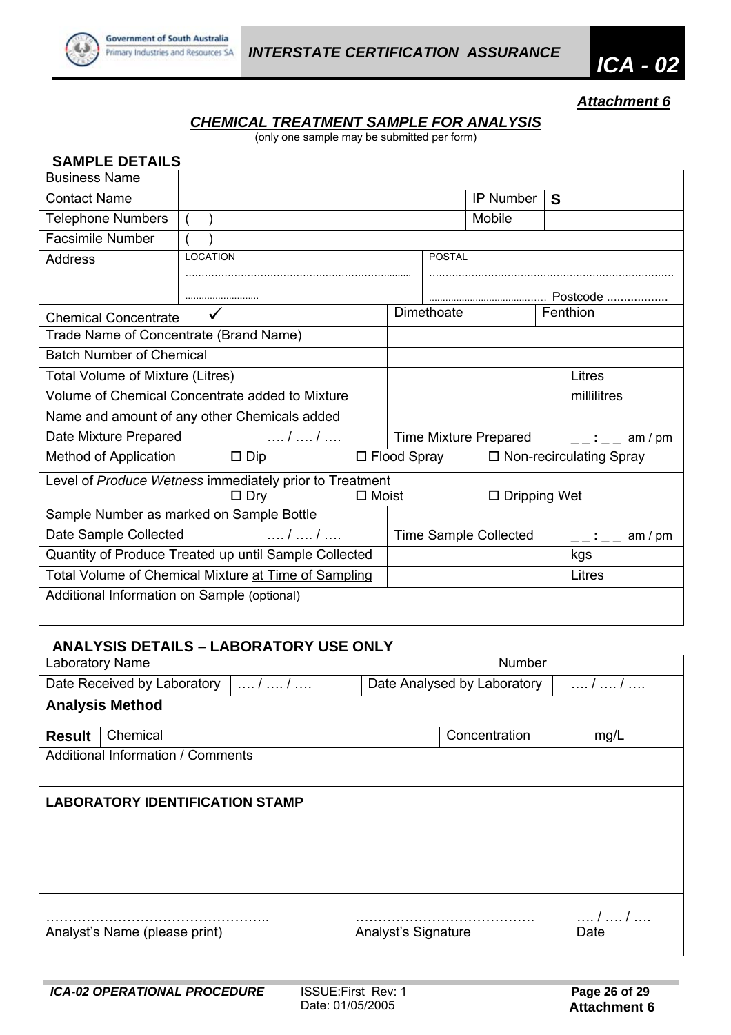*Attachment 6*

## *CHEMICAL TREATMENT SAMPLE FOR ANALYSIS*

(only one sample may be submitted per form)

### SAMPLE DETAILS

| | | | |
|---|---|---|---|
| Business Name | | | |
| Contact Name | | IP Number | S |
| Telephone Numbers | (   ) | Mobile | |
| Facsimile Number | (   ) | | |
| Address | LOCATION ………………………………………… ……………………… | POSTAL ………………………………………… ……………………… Postcode ……………… | |

| | | |
|---|---|---|
| Chemical Concentrate ✓ | Dimethoate | Fenthion |
| Trade Name of Concentrate (Brand Name) | | |
| Batch Number of Chemical | | |
| Total Volume of Mixture (Litres) | Litres | |
| Volume of Chemical Concentrate added to Mixture | millilitres | |
| Name and amount of any other Chemicals added | | |
| Date Mixture Prepared …. / …. / …. | Time Mixture Prepared _ _ : _ _ am / pm | |
| Method of Application ☐ Dip ☐ Flood Spray ☐ Non-recirculating Spray | | |
| Level of *Produce Wetness* immediately prior to Treatment ☐ Dry ☐ Moist ☐ Dripping Wet | | |
| Sample Number as marked on Sample Bottle | | |
| Date Sample Collected …. / …. / …. | Time Sample Collected _ _ : _ _ am / pm | |
| Quantity of Produce Treated up until Sample Collected | kgs | |
| Total Volume of Chemical Mixture at Time of Sampling | Litres | |
| Additional Information on Sample (optional) | | |

### ANALYSIS DETAILS – LABORATORY USE ONLY

| | | | |
|---|---|---|---|
| Laboratory Name | | Number | |
| Date Received by Laboratory | …. / …. / …. | Date Analysed by Laboratory | …. / …. / …. |
| **Analysis Method** | | | |
| **Result** Chemical | | Concentration | mg/L |
| Additional Information / Comments | | | |

**LABORATORY IDENTIFICATION STAMP**

| | | |
|---|---|---|
| ………………………………………….. | …………………………………. | …. / …. / …. |
| Analyst's Name (please print) | Analyst's Signature | Date |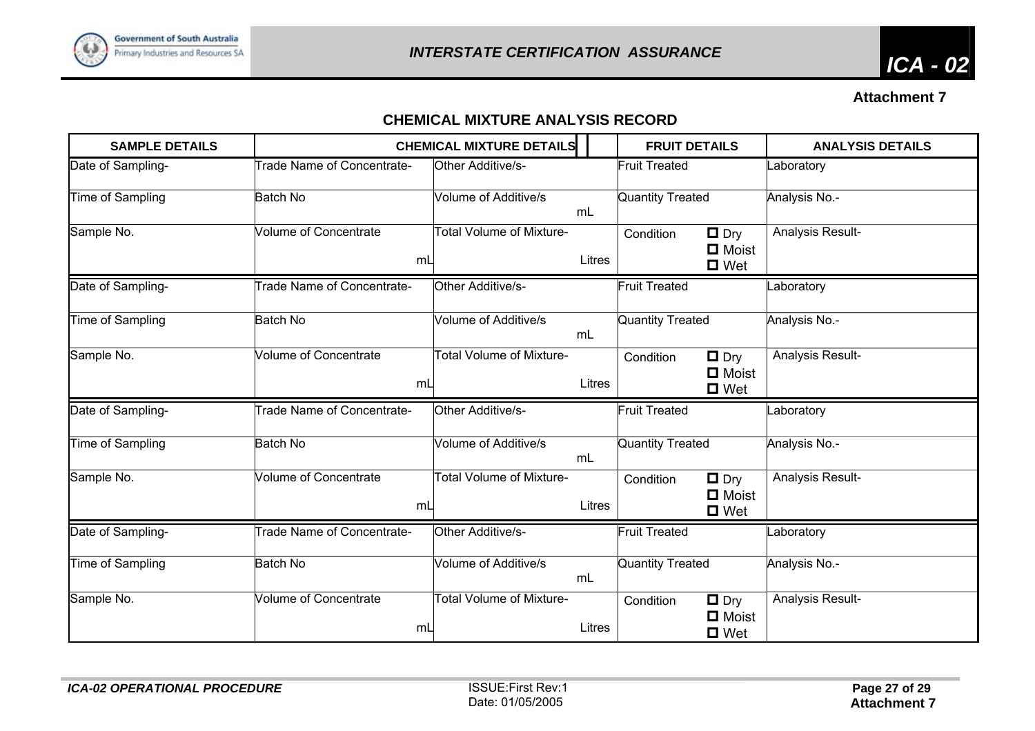**Attachment 7**

## CHEMICAL MIXTURE ANALYSIS RECORD

| SAMPLE DETAILS | CHEMICAL MIXTURE DETAILS | | FRUIT DETAILS | | ANALYSIS DETAILS |
|---|---|---|---|---|---|
| Date of Sampling- | Trade Name of Concentrate- | Other Additive/s- | Fruit Treated | | Laboratory |
| Time of Sampling | Batch No | Volume of Additive/s mL | Quantity Treated | | Analysis No.- |
| Sample No. | Volume of Concentrate mL | Total Volume of Mixture- Litres | Condition | ☐ Dry ☐ Moist ☐ Wet | Analysis Result- |
| Date of Sampling- | Trade Name of Concentrate- | Other Additive/s- | Fruit Treated | | Laboratory |
| Time of Sampling | Batch No | Volume of Additive/s mL | Quantity Treated | | Analysis No.- |
| Sample No. | Volume of Concentrate mL | Total Volume of Mixture- Litres | Condition | ☐ Dry ☐ Moist ☐ Wet | Analysis Result- |
| Date of Sampling- | Trade Name of Concentrate- | Other Additive/s- | Fruit Treated | | Laboratory |
| Time of Sampling | Batch No | Volume of Additive/s mL | Quantity Treated | | Analysis No.- |
| Sample No. | Volume of Concentrate mL | Total Volume of Mixture- Litres | Condition | ☐ Dry ☐ Moist ☐ Wet | Analysis Result- |
| Date of Sampling- | Trade Name of Concentrate- | Other Additive/s- | Fruit Treated | | Laboratory |
| Time of Sampling | Batch No | Volume of Additive/s mL | Quantity Treated | | Analysis No.- |
| Sample No. | Volume of Concentrate mL | Total Volume of Mixture- Litres | Condition | ☐ Dry ☐ Moist ☐ Wet | Analysis Result- |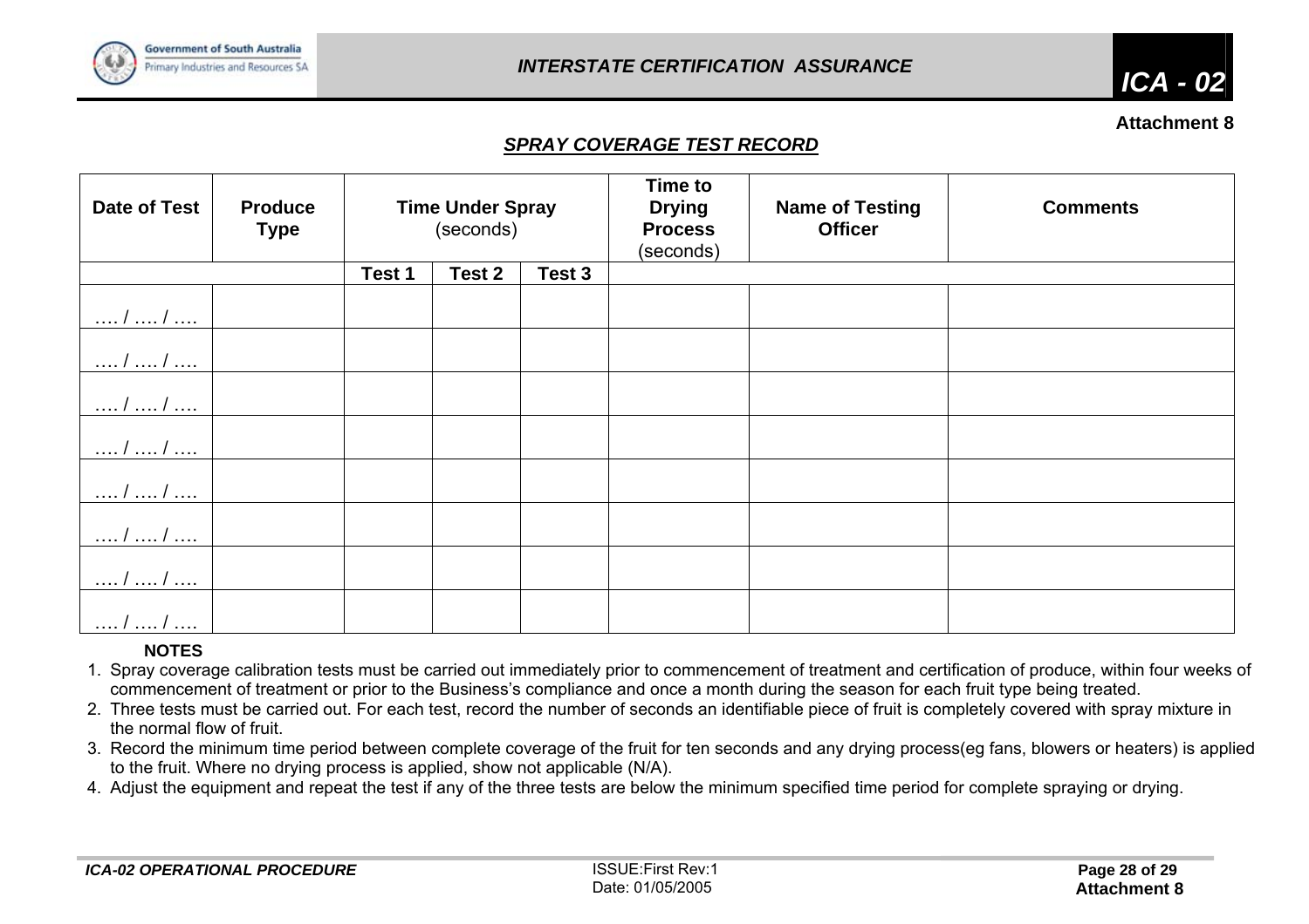**Attachment 8**

## *SPRAY COVERAGE TEST RECORD*

| Date of Test | Produce Type | Time Under Spray (seconds) | | | Time to Drying Process (seconds) | Name of Testing Officer | Comments |
|---|---|---|---|---|---|---|---|
| | | Test 1 | Test 2 | Test 3 | | | |
| …. / …. / …. | | | | | | | |
| …. / …. / …. | | | | | | | |
| …. / …. / …. | | | | | | | |
| …. / …. / …. | | | | | | | |
| …. / …. / …. | | | | | | | |
| …. / …. / …. | | | | | | | |
| …. / …. / …. | | | | | | | |
| …. / …. / …. | | | | | | | |

**NOTES**

1. Spray coverage calibration tests must be carried out immediately prior to commencement of treatment and certification of produce, within four weeks of commencement of treatment or prior to the Business's compliance and once a month during the season for each fruit type being treated.
2. Three tests must be carried out. For each test, record the number of seconds an identifiable piece of fruit is completely covered with spray mixture in the normal flow of fruit.
3. Record the minimum time period between complete coverage of the fruit for ten seconds and any drying process(eg fans, blowers or heaters) is applied to the fruit. Where no drying process is applied, show not applicable (N/A).
4. Adjust the equipment and repeat the test if any of the three tests are below the minimum specified time period for complete spraying or drying.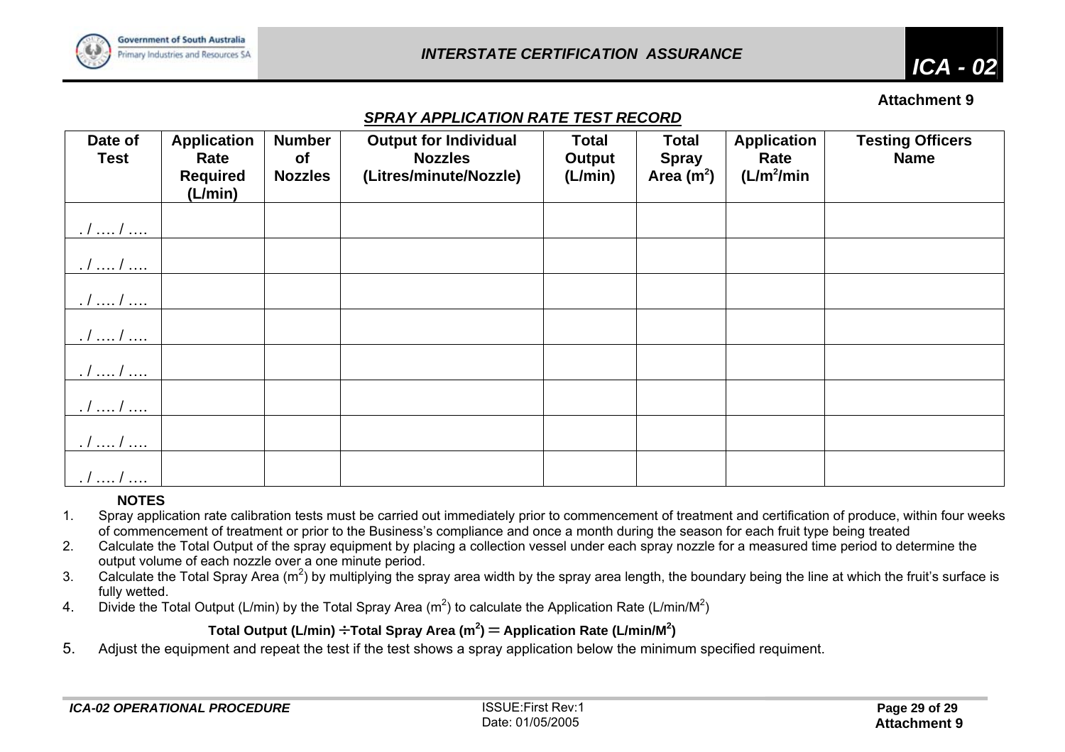**Attachment 9**

## *SPRAY APPLICATION RATE TEST RECORD*

| Date of Test | Application Rate Required (L/min) | Number of Nozzles | Output for Individual Nozzles (Litres/minute/Nozzle) | Total Output (L/min) | Total Spray Area ($m^2$) | Application Rate ($L/m^2/min$ | Testing Officers Name |
|---|---|---|---|---|---|---|---|
| . / …. / …. | | | | | | | |
| . / …. / …. | | | | | | | |
| . / …. / …. | | | | | | | |
| . / …. / …. | | | | | | | |
| . / …. / …. | | | | | | | |
| . / …. / …. | | | | | | | |
| . / …. / …. | | | | | | | |
| . / …. / …. | | | | | | | |

**NOTES**

1. Spray application rate calibration tests must be carried out immediately prior to commencement of treatment and certification of produce, within four weeks of commencement of treatment or prior to the Business's compliance and once a month during the season for each fruit type being treated
2. Calculate the Total Output of the spray equipment by placing a collection vessel under each spray nozzle for a measured time period to determine the output volume of each nozzle over a one minute period.
3. Calculate the Total Spray Area ($m^2$) by multiplying the spray area width by the spray area length, the boundary being the line at which the fruit's surface is fully wetted.
4. Divide the Total Output (L/min) by the Total Spray Area ($m^2$) to calculate the Application Rate ($L/min/M^2$)

   **Total Output (L/min) ÷ Total Spray Area ($m^2$) = Application Rate ($L/min/M^2$)**

5. Adjust the equipment and repeat the test if the test shows a spray application below the minimum specified requiment.